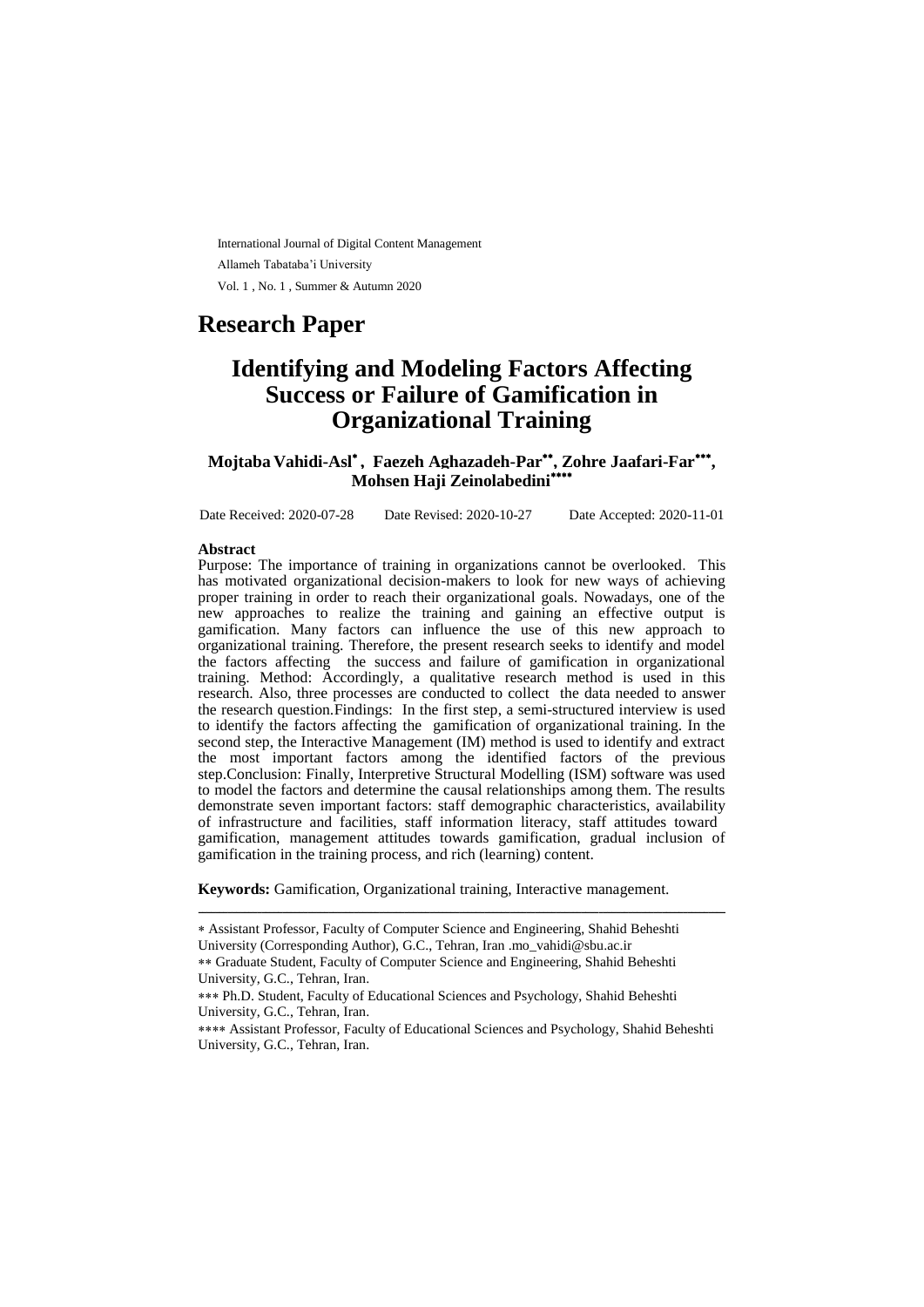International Journal of Digital Content Management

Allameh Tabataba'i University

Vol. 1 , No. 1 , Summer & Autumn 2020

## Research Paper

# Identifying and Modeling Factors Affecting Success or Failure of Gamification in Organizational Training

**Mojtaba Vahidi-Asl*, Faezeh Aghazadeh-Par**, Zohre Jaafari-Far***, Mohsen Haji Zeinolabedini******

Date Received: 2020-07-28 Date Revised: 2020-10-27 Date Accepted: 2020-11-01

**Abstract**

Purpose: The importance of training in organizations cannot be overlooked. This has motivated organizational decision-makers to look for new ways of achieving proper training in order to reach their organizational goals. Nowadays, one of the new approaches to realize the training and gaining an effective output is gamification. Many factors can influence the use of this new approach to organizational training. Therefore, the present research seeks to identify and model the factors affecting the success and failure of gamification in organizational training. Method: Accordingly, a qualitative research method is used in this research. Also, three processes are conducted to collect the data needed to answer the research question.Findings: In the first step, a semi-structured interview is used to identify the factors affecting the gamification of organizational training. In the second step, the Interactive Management (IM) method is used to identify and extract the most important factors among the identified factors of the previous step.Conclusion: Finally, Interpretive Structural Modelling (ISM) software was used to model the factors and determine the causal relationships among them. The results demonstrate seven important factors: staff demographic characteristics, availability of infrastructure and facilities, staff information literacy, staff attitudes toward gamification, management attitudes towards gamification, gradual inclusion of gamification in the training process, and rich (learning) content.

**Keywords:** Gamification, Organizational training, Interactive management.

---

* Assistant Professor, Faculty of Computer Science and Engineering, Shahid Beheshti University (Corresponding Author), G.C., Tehran, Iran .mo_vahidi@sbu.ac.ir

** Graduate Student, Faculty of Computer Science and Engineering, Shahid Beheshti University, G.C., Tehran, Iran.

*** Ph.D. Student, Faculty of Educational Sciences and Psychology, Shahid Beheshti University, G.C., Tehran, Iran.

**** Assistant Professor, Faculty of Educational Sciences and Psychology, Shahid Beheshti University, G.C., Tehran, Iran.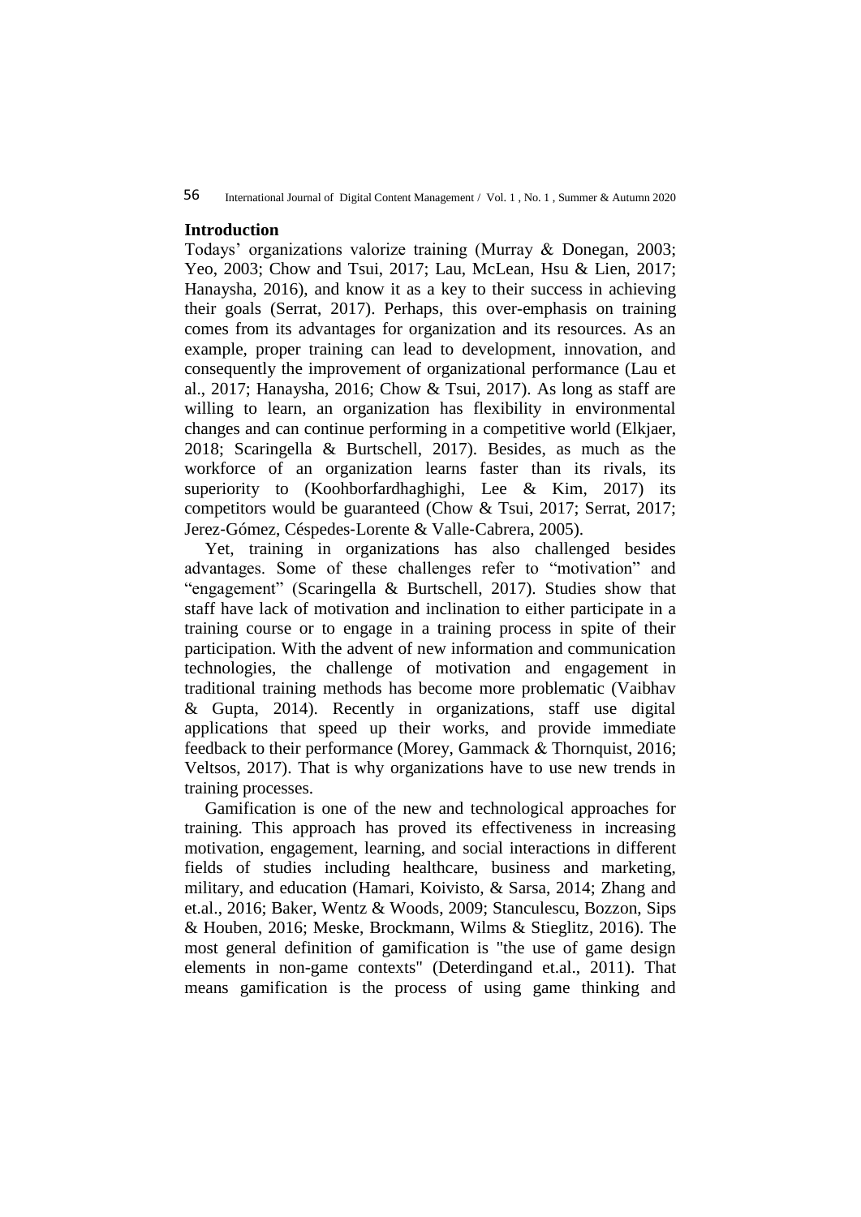## Introduction

Todays' organizations valorize training (Murray & Donegan, 2003; Yeo, 2003; Chow and Tsui, 2017; Lau, McLean, Hsu & Lien, 2017; Hanaysha, 2016), and know it as a key to their success in achieving their goals (Serrat, 2017). Perhaps, this over-emphasis on training comes from its advantages for organization and its resources. As an example, proper training can lead to development, innovation, and consequently the improvement of organizational performance (Lau et al., 2017; Hanaysha, 2016; Chow & Tsui, 2017). As long as staff are willing to learn, an organization has flexibility in environmental changes and can continue performing in a competitive world (Elkjaer, 2018; Scaringella & Burtschell, 2017). Besides, as much as the workforce of an organization learns faster than its rivals, its superiority to (Koohborfardhaghighi, Lee & Kim, 2017) its competitors would be guaranteed (Chow & Tsui, 2017; Serrat, 2017; Jerez-Gómez, Céspedes-Lorente & Valle-Cabrera, 2005).

Yet, training in organizations has also challenged besides advantages. Some of these challenges refer to "motivation" and "engagement" (Scaringella & Burtschell, 2017). Studies show that staff have lack of motivation and inclination to either participate in a training course or to engage in a training process in spite of their participation. With the advent of new information and communication technologies, the challenge of motivation and engagement in traditional training methods has become more problematic (Vaibhav & Gupta, 2014). Recently in organizations, staff use digital applications that speed up their works, and provide immediate feedback to their performance (Morey, Gammack & Thornquist, 2016; Veltsos, 2017). That is why organizations have to use new trends in training processes.

Gamification is one of the new and technological approaches for training. This approach has proved its effectiveness in increasing motivation, engagement, learning, and social interactions in different fields of studies including healthcare, business and marketing, military, and education (Hamari, Koivisto, & Sarsa, 2014; Zhang and et.al., 2016; Baker, Wentz & Woods, 2009; Stanculescu, Bozzon, Sips & Houben, 2016; Meske, Brockmann, Wilms & Stieglitz, 2016). The most general definition of gamification is "the use of game design elements in non-game contexts" (Deterdingand et.al., 2011). That means gamification is the process of using game thinking and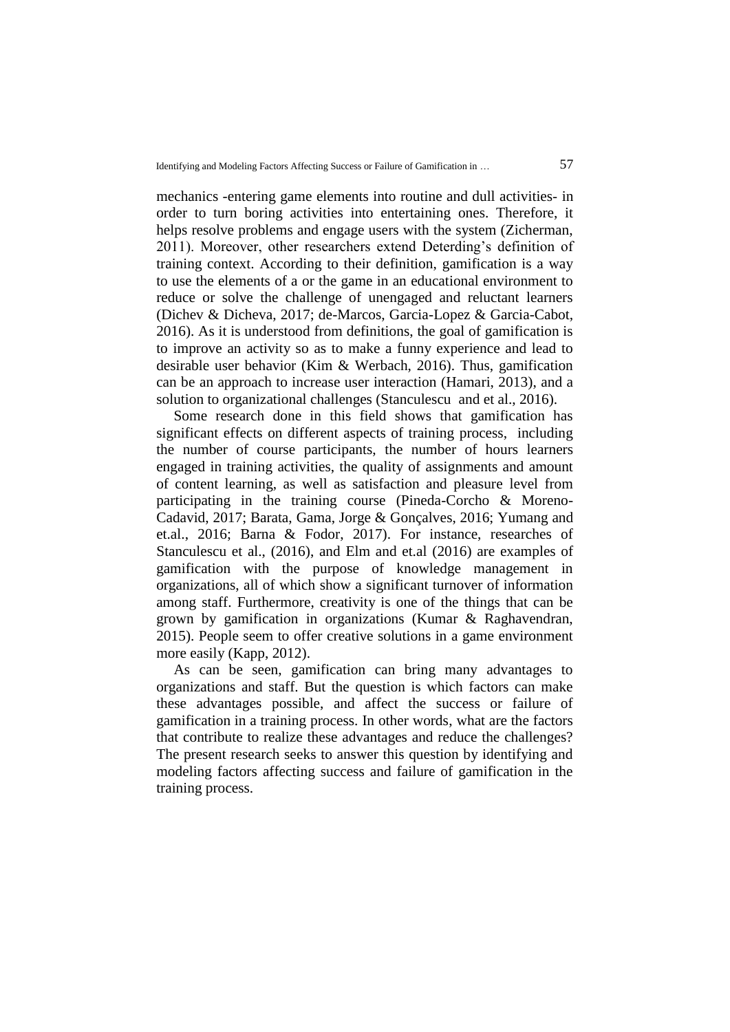mechanics -entering game elements into routine and dull activities- in order to turn boring activities into entertaining ones. Therefore, it helps resolve problems and engage users with the system (Zicherman, 2011). Moreover, other researchers extend Deterding's definition of training context. According to their definition, gamification is a way to use the elements of a or the game in an educational environment to reduce or solve the challenge of unengaged and reluctant learners (Dichev & Dicheva, 2017; de-Marcos, Garcia-Lopez & Garcia-Cabot, 2016). As it is understood from definitions, the goal of gamification is to improve an activity so as to make a funny experience and lead to desirable user behavior (Kim & Werbach, 2016). Thus, gamification can be an approach to increase user interaction (Hamari, 2013), and a solution to organizational challenges (Stanculescu and et al., 2016).

Some research done in this field shows that gamification has significant effects on different aspects of training process, including the number of course participants, the number of hours learners engaged in training activities, the quality of assignments and amount of content learning, as well as satisfaction and pleasure level from participating in the training course (Pineda-Corcho & Moreno-Cadavid, 2017; Barata, Gama, Jorge & Gonçalves, 2016; Yumang and et.al., 2016; Barna & Fodor, 2017). For instance, researches of Stanculescu et al., (2016), and Elm and et.al (2016) are examples of gamification with the purpose of knowledge management in organizations, all of which show a significant turnover of information among staff. Furthermore, creativity is one of the things that can be grown by gamification in organizations (Kumar & Raghavendran, 2015). People seem to offer creative solutions in a game environment more easily (Kapp, 2012).

As can be seen, gamification can bring many advantages to organizations and staff. But the question is which factors can make these advantages possible, and affect the success or failure of gamification in a training process. In other words, what are the factors that contribute to realize these advantages and reduce the challenges? The present research seeks to answer this question by identifying and modeling factors affecting success and failure of gamification in the training process.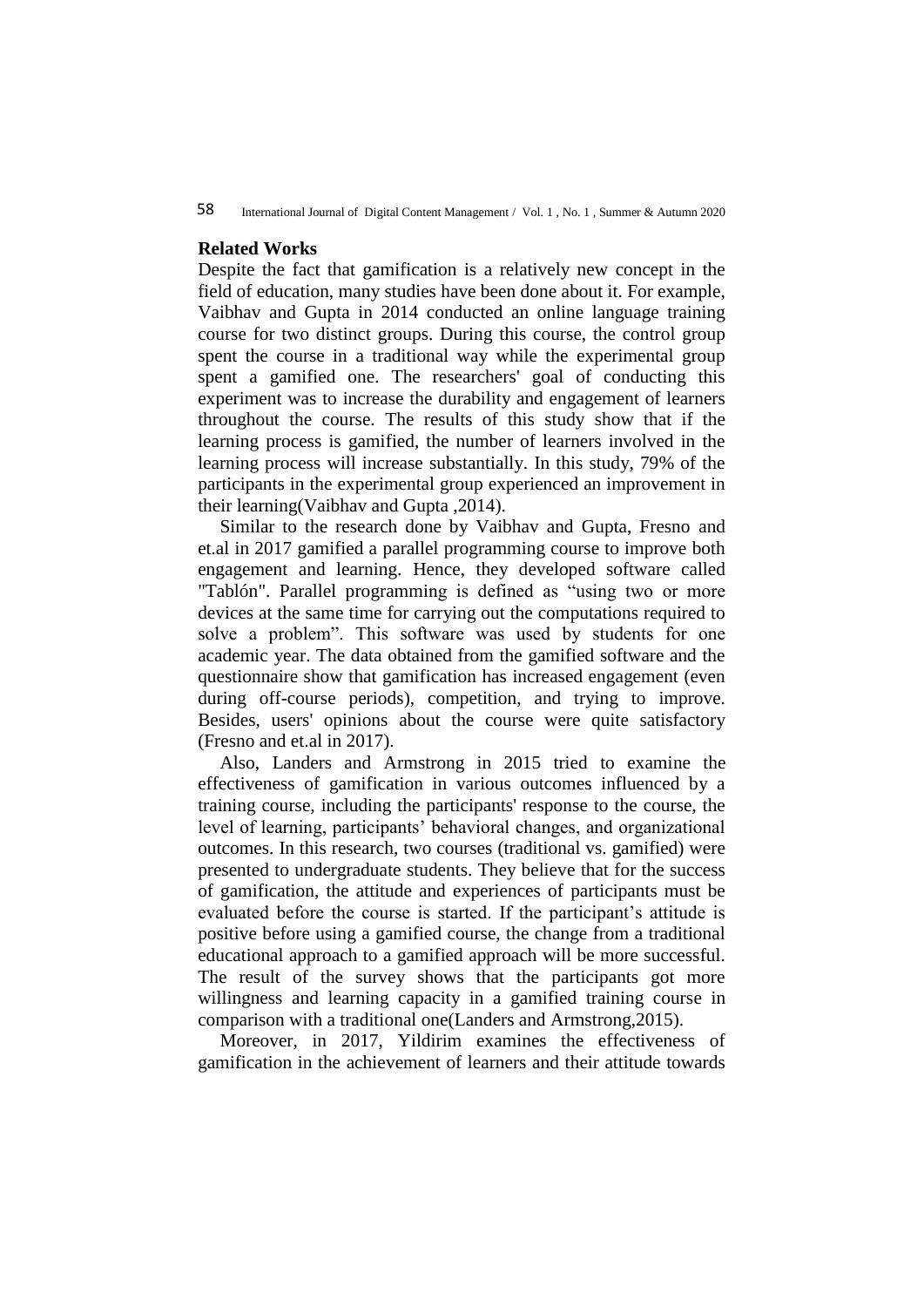## Related Works

Despite the fact that gamification is a relatively new concept in the field of education, many studies have been done about it. For example, Vaibhav and Gupta in 2014 conducted an online language training course for two distinct groups. During this course, the control group spent the course in a traditional way while the experimental group spent a gamified one. The researchers' goal of conducting this experiment was to increase the durability and engagement of learners throughout the course. The results of this study show that if the learning process is gamified, the number of learners involved in the learning process will increase substantially. In this study, 79% of the participants in the experimental group experienced an improvement in their learning(Vaibhav and Gupta ,2014).

Similar to the research done by Vaibhav and Gupta, Fresno and et.al in 2017 gamified a parallel programming course to improve both engagement and learning. Hence, they developed software called "Tablón". Parallel programming is defined as "using two or more devices at the same time for carrying out the computations required to solve a problem". This software was used by students for one academic year. The data obtained from the gamified software and the questionnaire show that gamification has increased engagement (even during off-course periods), competition, and trying to improve. Besides, users' opinions about the course were quite satisfactory (Fresno and et.al in 2017).

Also, Landers and Armstrong in 2015 tried to examine the effectiveness of gamification in various outcomes influenced by a training course, including the participants' response to the course, the level of learning, participants' behavioral changes, and organizational outcomes. In this research, two courses (traditional vs. gamified) were presented to undergraduate students. They believe that for the success of gamification, the attitude and experiences of participants must be evaluated before the course is started. If the participant's attitude is positive before using a gamified course, the change from a traditional educational approach to a gamified approach will be more successful. The result of the survey shows that the participants got more willingness and learning capacity in a gamified training course in comparison with a traditional one(Landers and Armstrong,2015).

Moreover, in 2017, Yildirim examines the effectiveness of gamification in the achievement of learners and their attitude towards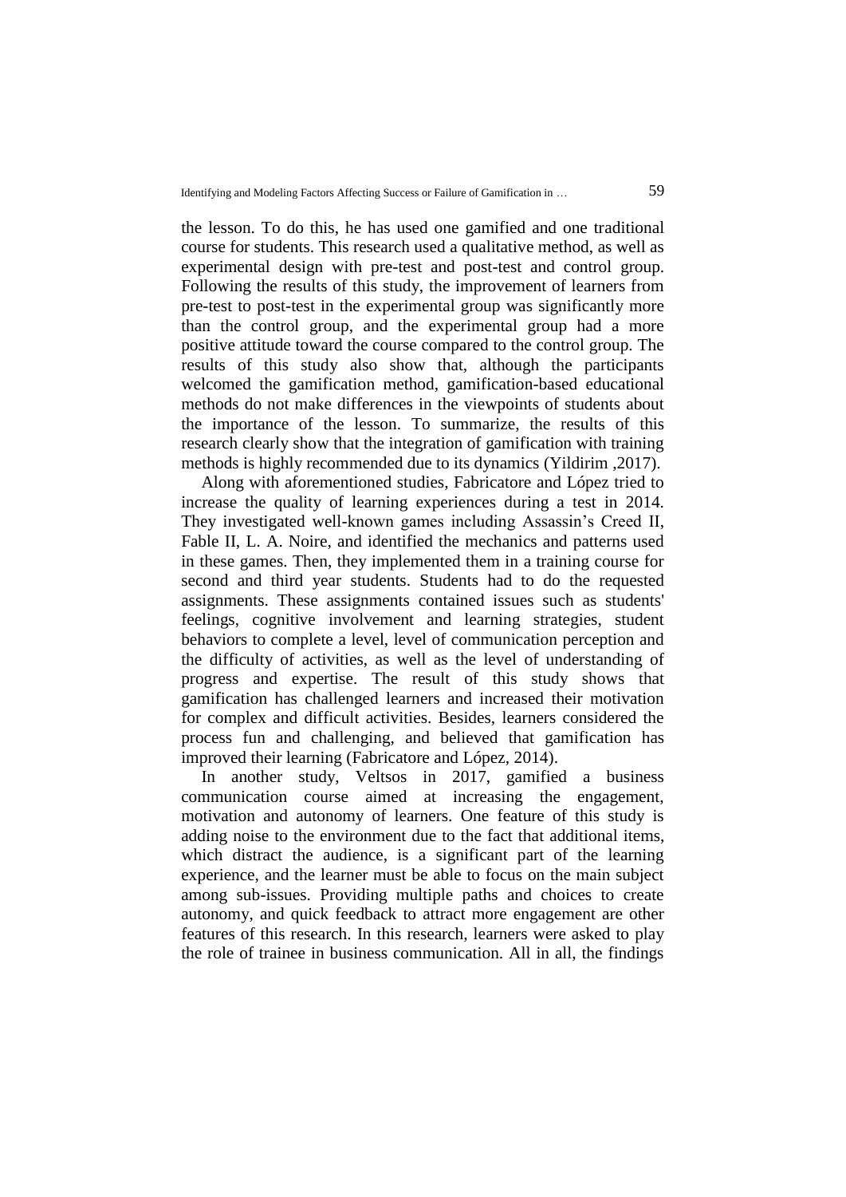the lesson. To do this, he has used one gamified and one traditional course for students. This research used a qualitative method, as well as experimental design with pre-test and post-test and control group. Following the results of this study, the improvement of learners from pre-test to post-test in the experimental group was significantly more than the control group, and the experimental group had a more positive attitude toward the course compared to the control group. The results of this study also show that, although the participants welcomed the gamification method, gamification-based educational methods do not make differences in the viewpoints of students about the importance of the lesson. To summarize, the results of this research clearly show that the integration of gamification with training methods is highly recommended due to its dynamics (Yildirim ,2017).

Along with aforementioned studies, Fabricatore and López tried to increase the quality of learning experiences during a test in 2014. They investigated well-known games including Assassin's Creed II, Fable II, L. A. Noire, and identified the mechanics and patterns used in these games. Then, they implemented them in a training course for second and third year students. Students had to do the requested assignments. These assignments contained issues such as students' feelings, cognitive involvement and learning strategies, student behaviors to complete a level, level of communication perception and the difficulty of activities, as well as the level of understanding of progress and expertise. The result of this study shows that gamification has challenged learners and increased their motivation for complex and difficult activities. Besides, learners considered the process fun and challenging, and believed that gamification has improved their learning (Fabricatore and López, 2014).

In another study, Veltsos in 2017, gamified a business communication course aimed at increasing the engagement, motivation and autonomy of learners. One feature of this study is adding noise to the environment due to the fact that additional items, which distract the audience, is a significant part of the learning experience, and the learner must be able to focus on the main subject among sub-issues. Providing multiple paths and choices to create autonomy, and quick feedback to attract more engagement are other features of this research. In this research, learners were asked to play the role of trainee in business communication. All in all, the findings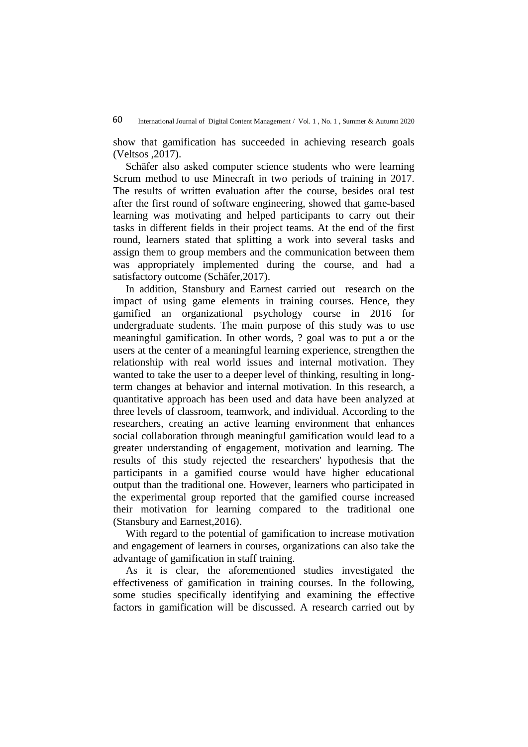show that gamification has succeeded in achieving research goals (Veltsos ,2017).

Schäfer also asked computer science students who were learning Scrum method to use Minecraft in two periods of training in 2017. The results of written evaluation after the course, besides oral test after the first round of software engineering, showed that game-based learning was motivating and helped participants to carry out their tasks in different fields in their project teams. At the end of the first round, learners stated that splitting a work into several tasks and assign them to group members and the communication between them was appropriately implemented during the course, and had a satisfactory outcome (Schäfer,2017).

In addition, Stansbury and Earnest carried out research on the impact of using game elements in training courses. Hence, they gamified an organizational psychology course in 2016 for undergraduate students. The main purpose of this study was to use meaningful gamification. In other words, ? goal was to put a or the users at the center of a meaningful learning experience, strengthen the relationship with real world issues and internal motivation. They wanted to take the user to a deeper level of thinking, resulting in long-term changes at behavior and internal motivation. In this research, a quantitative approach has been used and data have been analyzed at three levels of classroom, teamwork, and individual. According to the researchers, creating an active learning environment that enhances social collaboration through meaningful gamification would lead to a greater understanding of engagement, motivation and learning. The results of this study rejected the researchers' hypothesis that the participants in a gamified course would have higher educational output than the traditional one. However, learners who participated in the experimental group reported that the gamified course increased their motivation for learning compared to the traditional one (Stansbury and Earnest,2016).

With regard to the potential of gamification to increase motivation and engagement of learners in courses, organizations can also take the advantage of gamification in staff training.

As it is clear, the aforementioned studies investigated the effectiveness of gamification in training courses. In the following, some studies specifically identifying and examining the effective factors in gamification will be discussed. A research carried out by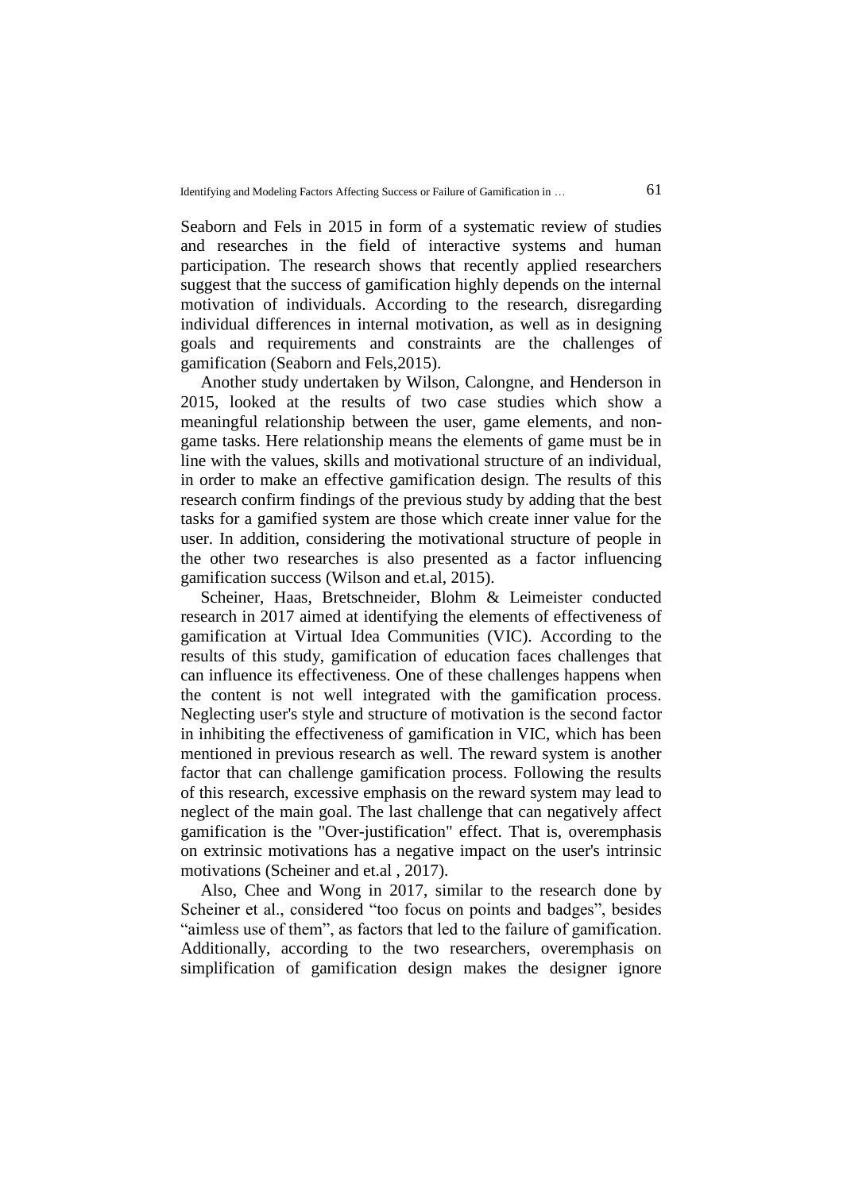Seaborn and Fels in 2015 in form of a systematic review of studies and researches in the field of interactive systems and human participation. The research shows that recently applied researchers suggest that the success of gamification highly depends on the internal motivation of individuals. According to the research, disregarding individual differences in internal motivation, as well as in designing goals and requirements and constraints are the challenges of gamification (Seaborn and Fels,2015).

Another study undertaken by Wilson, Calongne, and Henderson in 2015, looked at the results of two case studies which show a meaningful relationship between the user, game elements, and non-game tasks. Here relationship means the elements of game must be in line with the values, skills and motivational structure of an individual, in order to make an effective gamification design. The results of this research confirm findings of the previous study by adding that the best tasks for a gamified system are those which create inner value for the user. In addition, considering the motivational structure of people in the other two researches is also presented as a factor influencing gamification success (Wilson and et.al, 2015).

Scheiner, Haas, Bretschneider, Blohm & Leimeister conducted research in 2017 aimed at identifying the elements of effectiveness of gamification at Virtual Idea Communities (VIC). According to the results of this study, gamification of education faces challenges that can influence its effectiveness. One of these challenges happens when the content is not well integrated with the gamification process. Neglecting user's style and structure of motivation is the second factor in inhibiting the effectiveness of gamification in VIC, which has been mentioned in previous research as well. The reward system is another factor that can challenge gamification process. Following the results of this research, excessive emphasis on the reward system may lead to neglect of the main goal. The last challenge that can negatively affect gamification is the "Over-justification" effect. That is, overemphasis on extrinsic motivations has a negative impact on the user's intrinsic motivations (Scheiner and et.al , 2017).

Also, Chee and Wong in 2017, similar to the research done by Scheiner et al., considered "too focus on points and badges", besides "aimless use of them", as factors that led to the failure of gamification. Additionally, according to the two researchers, overemphasis on simplification of gamification design makes the designer ignore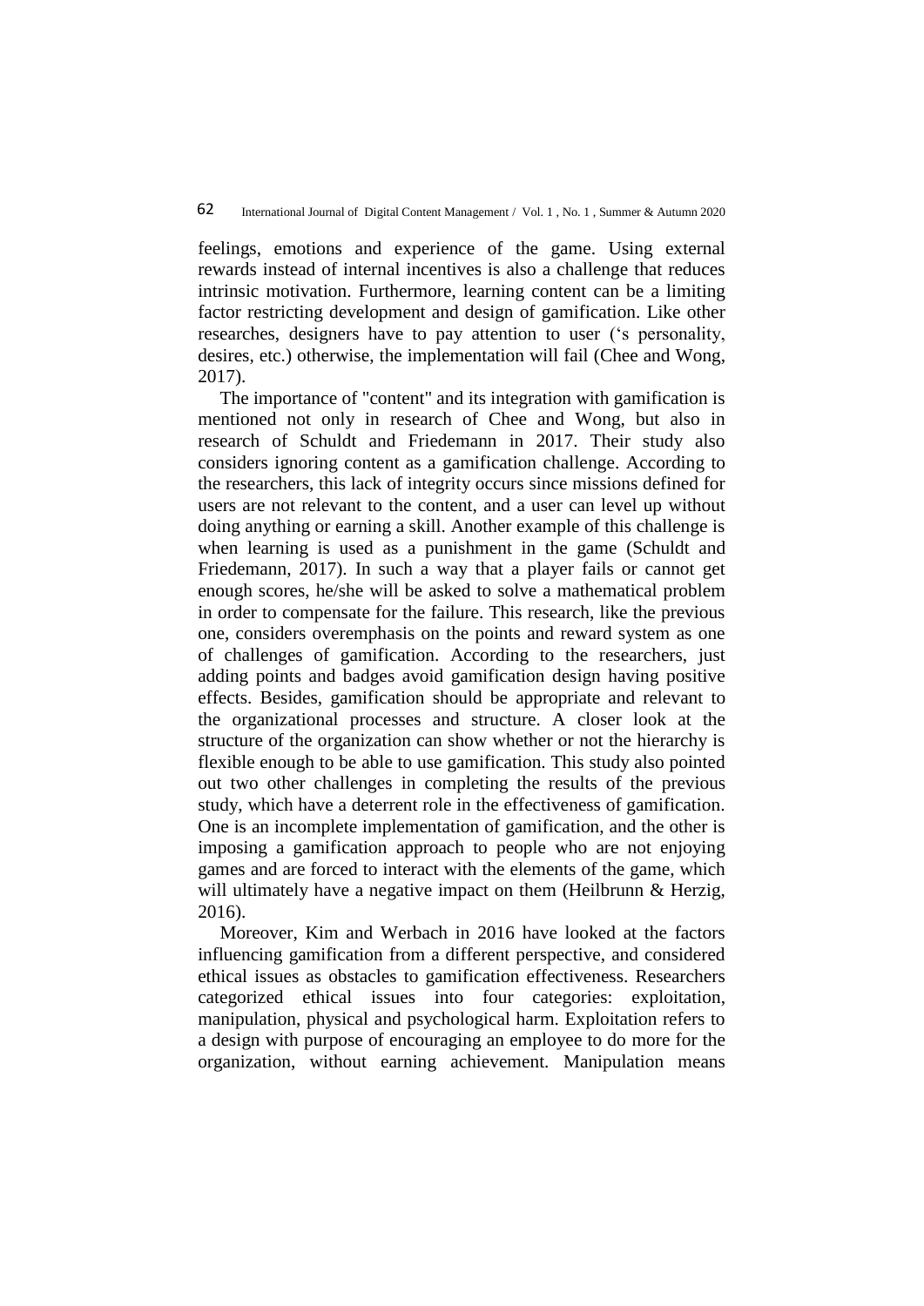feelings, emotions and experience of the game. Using external rewards instead of internal incentives is also a challenge that reduces intrinsic motivation. Furthermore, learning content can be a limiting factor restricting development and design of gamification. Like other researches, designers have to pay attention to user ('s personality, desires, etc.) otherwise, the implementation will fail (Chee and Wong, 2017).

The importance of "content" and its integration with gamification is mentioned not only in research of Chee and Wong, but also in research of Schuldt and Friedemann in 2017. Their study also considers ignoring content as a gamification challenge. According to the researchers, this lack of integrity occurs since missions defined for users are not relevant to the content, and a user can level up without doing anything or earning a skill. Another example of this challenge is when learning is used as a punishment in the game (Schuldt and Friedemann, 2017). In such a way that a player fails or cannot get enough scores, he/she will be asked to solve a mathematical problem in order to compensate for the failure. This research, like the previous one, considers overemphasis on the points and reward system as one of challenges of gamification. According to the researchers, just adding points and badges avoid gamification design having positive effects. Besides, gamification should be appropriate and relevant to the organizational processes and structure. A closer look at the structure of the organization can show whether or not the hierarchy is flexible enough to be able to use gamification. This study also pointed out two other challenges in completing the results of the previous study, which have a deterrent role in the effectiveness of gamification. One is an incomplete implementation of gamification, and the other is imposing a gamification approach to people who are not enjoying games and are forced to interact with the elements of the game, which will ultimately have a negative impact on them (Heilbrunn & Herzig, 2016).

Moreover, Kim and Werbach in 2016 have looked at the factors influencing gamification from a different perspective, and considered ethical issues as obstacles to gamification effectiveness. Researchers categorized ethical issues into four categories: exploitation, manipulation, physical and psychological harm. Exploitation refers to a design with purpose of encouraging an employee to do more for the organization, without earning achievement. Manipulation means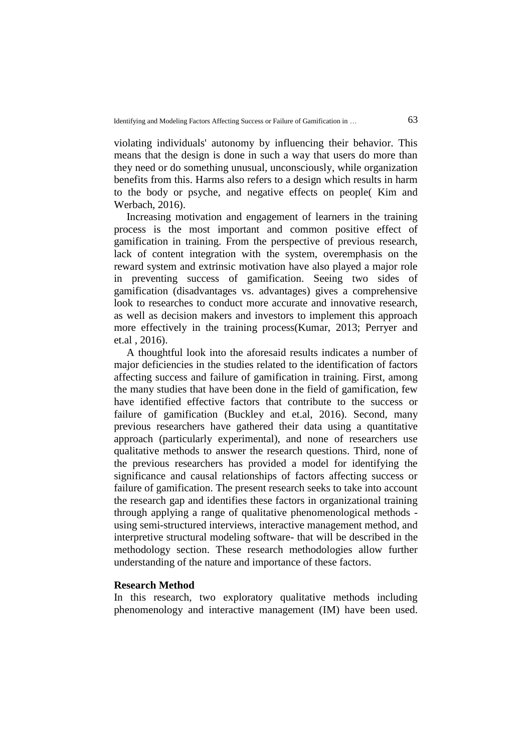violating individuals' autonomy by influencing their behavior. This means that the design is done in such a way that users do more than they need or do something unusual, unconsciously, while organization benefits from this. Harms also refers to a design which results in harm to the body or psyche, and negative effects on people( Kim and Werbach, 2016).

Increasing motivation and engagement of learners in the training process is the most important and common positive effect of gamification in training. From the perspective of previous research, lack of content integration with the system, overemphasis on the reward system and extrinsic motivation have also played a major role in preventing success of gamification. Seeing two sides of gamification (disadvantages vs. advantages) gives a comprehensive look to researches to conduct more accurate and innovative research, as well as decision makers and investors to implement this approach more effectively in the training process(Kumar, 2013; Perryer and et.al , 2016).

A thoughtful look into the aforesaid results indicates a number of major deficiencies in the studies related to the identification of factors affecting success and failure of gamification in training. First, among the many studies that have been done in the field of gamification, few have identified effective factors that contribute to the success or failure of gamification (Buckley and et.al, 2016). Second, many previous researchers have gathered their data using a quantitative approach (particularly experimental), and none of researchers use qualitative methods to answer the research questions. Third, none of the previous researchers has provided a model for identifying the significance and causal relationships of factors affecting success or failure of gamification. The present research seeks to take into account the research gap and identifies these factors in organizational training through applying a range of qualitative phenomenological methods - using semi-structured interviews, interactive management method, and interpretive structural modeling software- that will be described in the methodology section. These research methodologies allow further understanding of the nature and importance of these factors.

**Research Method**

In this research, two exploratory qualitative methods including phenomenology and interactive management (IM) have been used.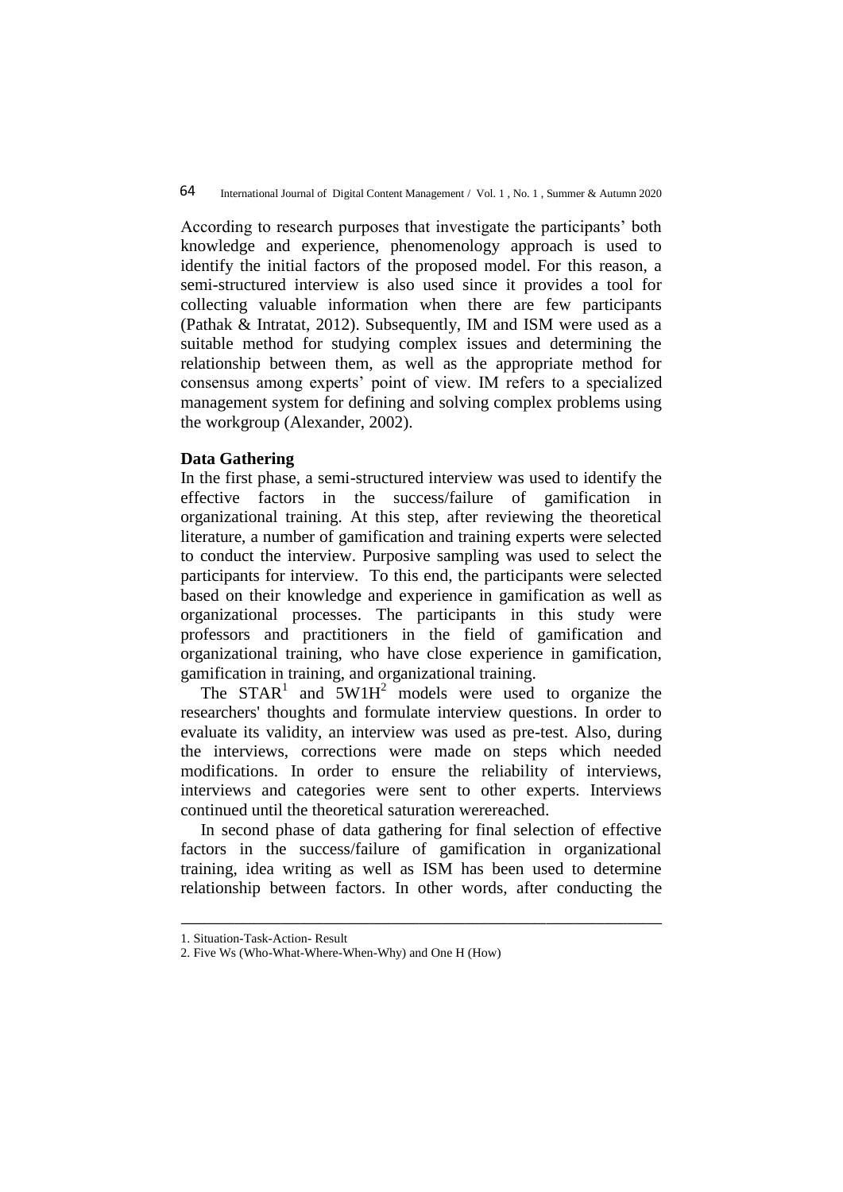According to research purposes that investigate the participants' both knowledge and experience, phenomenology approach is used to identify the initial factors of the proposed model. For this reason, a semi-structured interview is also used since it provides a tool for collecting valuable information when there are few participants (Pathak & Intratat, 2012). Subsequently, IM and ISM were used as a suitable method for studying complex issues and determining the relationship between them, as well as the appropriate method for consensus among experts' point of view. IM refers to a specialized management system for defining and solving complex problems using the workgroup (Alexander, 2002).

### Data Gathering

In the first phase, a semi-structured interview was used to identify the effective factors in the success/failure of gamification in organizational training. At this step, after reviewing the theoretical literature, a number of gamification and training experts were selected to conduct the interview. Purposive sampling was used to select the participants for interview. To this end, the participants were selected based on their knowledge and experience in gamification as well as organizational processes. The participants in this study were professors and practitioners in the field of gamification and organizational training, who have close experience in gamification, gamification in training, and organizational training.

The STAR[1] and 5W1H[2] models were used to organize the researchers' thoughts and formulate interview questions. In order to evaluate its validity, an interview was used as pre-test. Also, during the interviews, corrections were made on steps which needed modifications. In order to ensure the reliability of interviews, interviews and categories were sent to other experts. Interviews continued until the theoretical saturation werereached.

In second phase of data gathering for final selection of effective factors in the success/failure of gamification in organizational training, idea writing as well as ISM has been used to determine relationship between factors. In other words, after conducting the

---

1. Situation-Task-Action- Result
2. Five Ws (Who-What-Where-When-Why) and One H (How)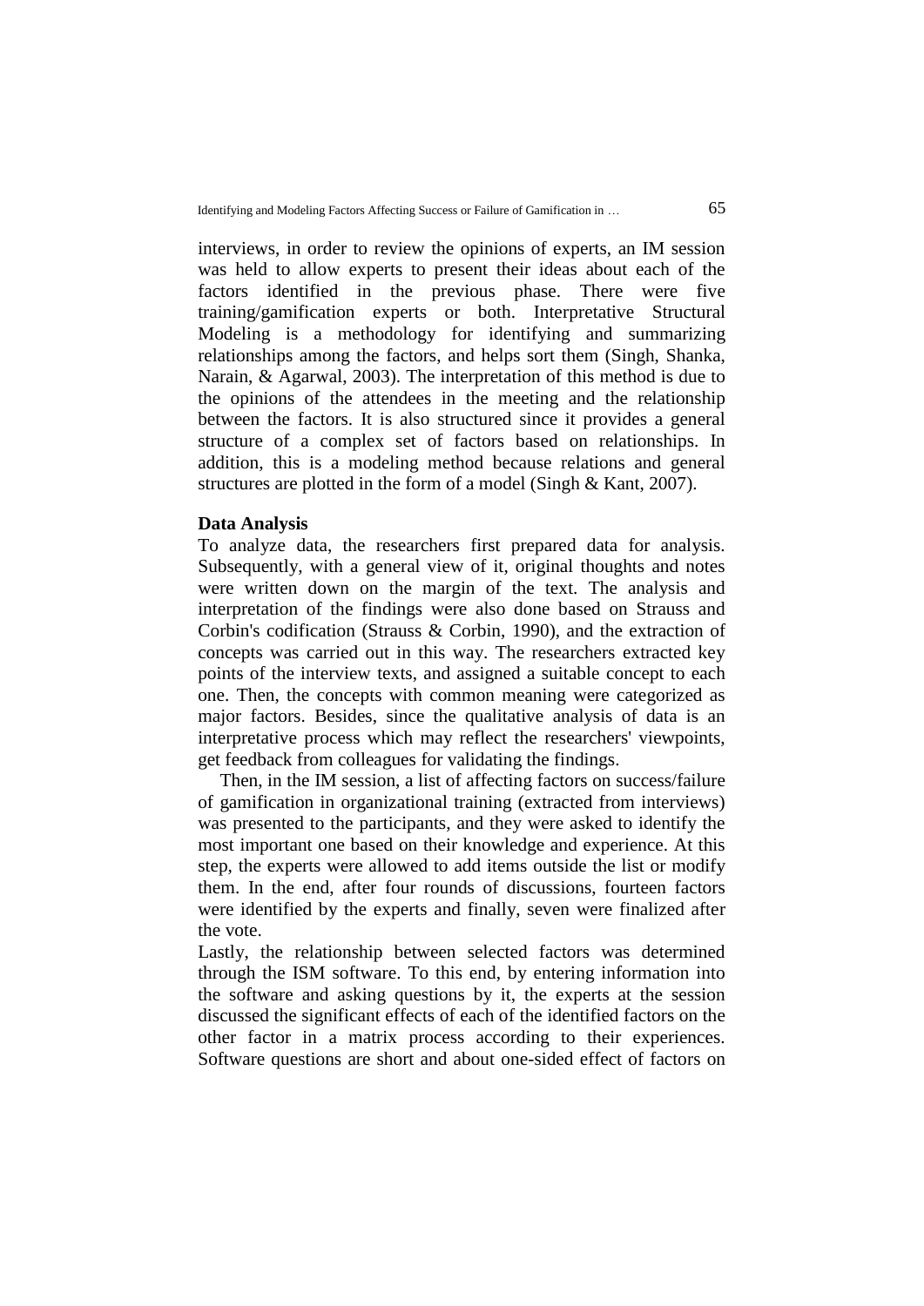interviews, in order to review the opinions of experts, an IM session was held to allow experts to present their ideas about each of the factors identified in the previous phase. There were five training/gamification experts or both. Interpretative Structural Modeling is a methodology for identifying and summarizing relationships among the factors, and helps sort them (Singh, Shanka, Narain, & Agarwal, 2003). The interpretation of this method is due to the opinions of the attendees in the meeting and the relationship between the factors. It is also structured since it provides a general structure of a complex set of factors based on relationships. In addition, this is a modeling method because relations and general structures are plotted in the form of a model (Singh & Kant, 2007).

**Data Analysis**

To analyze data, the researchers first prepared data for analysis. Subsequently, with a general view of it, original thoughts and notes were written down on the margin of the text. The analysis and interpretation of the findings were also done based on Strauss and Corbin's codification (Strauss & Corbin, 1990), and the extraction of concepts was carried out in this way. The researchers extracted key points of the interview texts, and assigned a suitable concept to each one. Then, the concepts with common meaning were categorized as major factors. Besides, since the qualitative analysis of data is an interpretative process which may reflect the researchers' viewpoints, get feedback from colleagues for validating the findings.

Then, in the IM session, a list of affecting factors on success/failure of gamification in organizational training (extracted from interviews) was presented to the participants, and they were asked to identify the most important one based on their knowledge and experience. At this step, the experts were allowed to add items outside the list or modify them. In the end, after four rounds of discussions, fourteen factors were identified by the experts and finally, seven were finalized after the vote.

Lastly, the relationship between selected factors was determined through the ISM software. To this end, by entering information into the software and asking questions by it, the experts at the session discussed the significant effects of each of the identified factors on the other factor in a matrix process according to their experiences. Software questions are short and about one-sided effect of factors on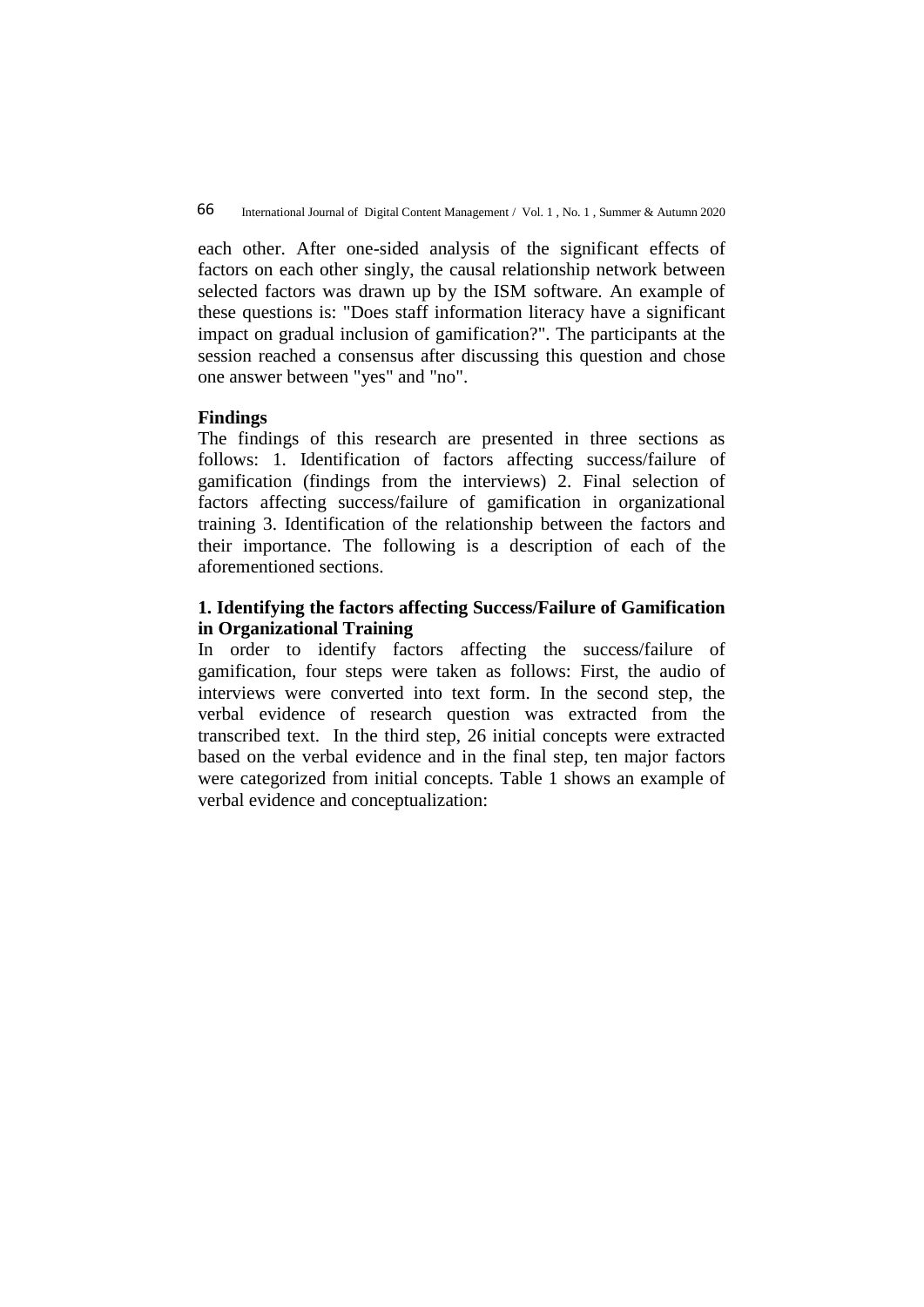each other. After one-sided analysis of the significant effects of factors on each other singly, the causal relationship network between selected factors was drawn up by the ISM software. An example of these questions is: "Does staff information literacy have a significant impact on gradual inclusion of gamification?". The participants at the session reached a consensus after discussing this question and chose one answer between "yes" and "no".

## Findings

The findings of this research are presented in three sections as follows: 1. Identification of factors affecting success/failure of gamification (findings from the interviews) 2. Final selection of factors affecting success/failure of gamification in organizational training 3. Identification of the relationship between the factors and their importance. The following is a description of each of the aforementioned sections.

### 1. Identifying the factors affecting Success/Failure of Gamification in Organizational Training

In order to identify factors affecting the success/failure of gamification, four steps were taken as follows: First, the audio of interviews were converted into text form. In the second step, the verbal evidence of research question was extracted from the transcribed text. In the third step, 26 initial concepts were extracted based on the verbal evidence and in the final step, ten major factors were categorized from initial concepts. Table 1 shows an example of verbal evidence and conceptualization: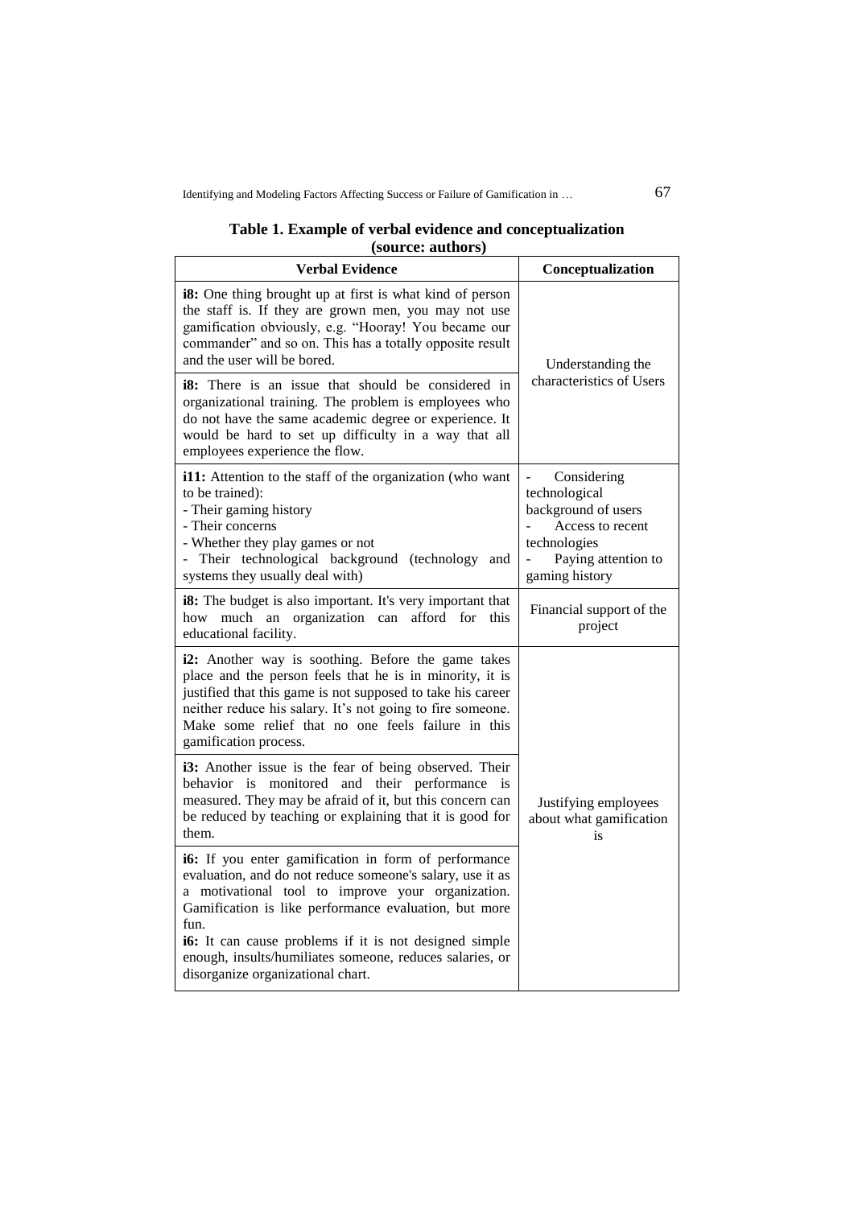**Table 1. Example of verbal evidence and conceptualization (source: authors)**

| Verbal Evidence | Conceptualization |
|---|---|
| **i8:** One thing brought up at first is what kind of person the staff is. If they are grown men, you may not use gamification obviously, e.g. "Hooray! You became our commander" and so on. This has a totally opposite result and the user will be bored.<br>**i8:** There is an issue that should be considered in organizational training. The problem is employees who do not have the same academic degree or experience. It would be hard to set up difficulty in a way that all employees experience the flow. | Understanding the characteristics of Users |
| **i11:** Attention to the staff of the organization (who want to be trained):<br>- Their gaming history<br>- Their concerns<br>- Whether they play games or not<br>- Their technological background (technology and systems they usually deal with) | - Considering technological background of users<br>- Access to recent technologies<br>- Paying attention to gaming history |
| **i8:** The budget is also important. It's very important that how much an organization can afford for this educational facility. | Financial support of the project |
| **i2:** Another way is soothing. Before the game takes place and the person feels that he is in minority, it is justified that this game is not supposed to take his career neither reduce his salary. It's not going to fire someone. Make some relief that no one feels failure in this gamification process.<br>**i3:** Another issue is the fear of being observed. Their behavior is monitored and their performance is measured. They may be afraid of it, but this concern can be reduced by teaching or explaining that it is good for them.<br>**i6:** If you enter gamification in form of performance evaluation, and do not reduce someone's salary, use it as a motivational tool to improve your organization. Gamification is like performance evaluation, but more fun.<br>**i6:** It can cause problems if it is not designed simple enough, insults/humiliates someone, reduces salaries, or disorganize organizational chart. | Justifying employees about what gamification is |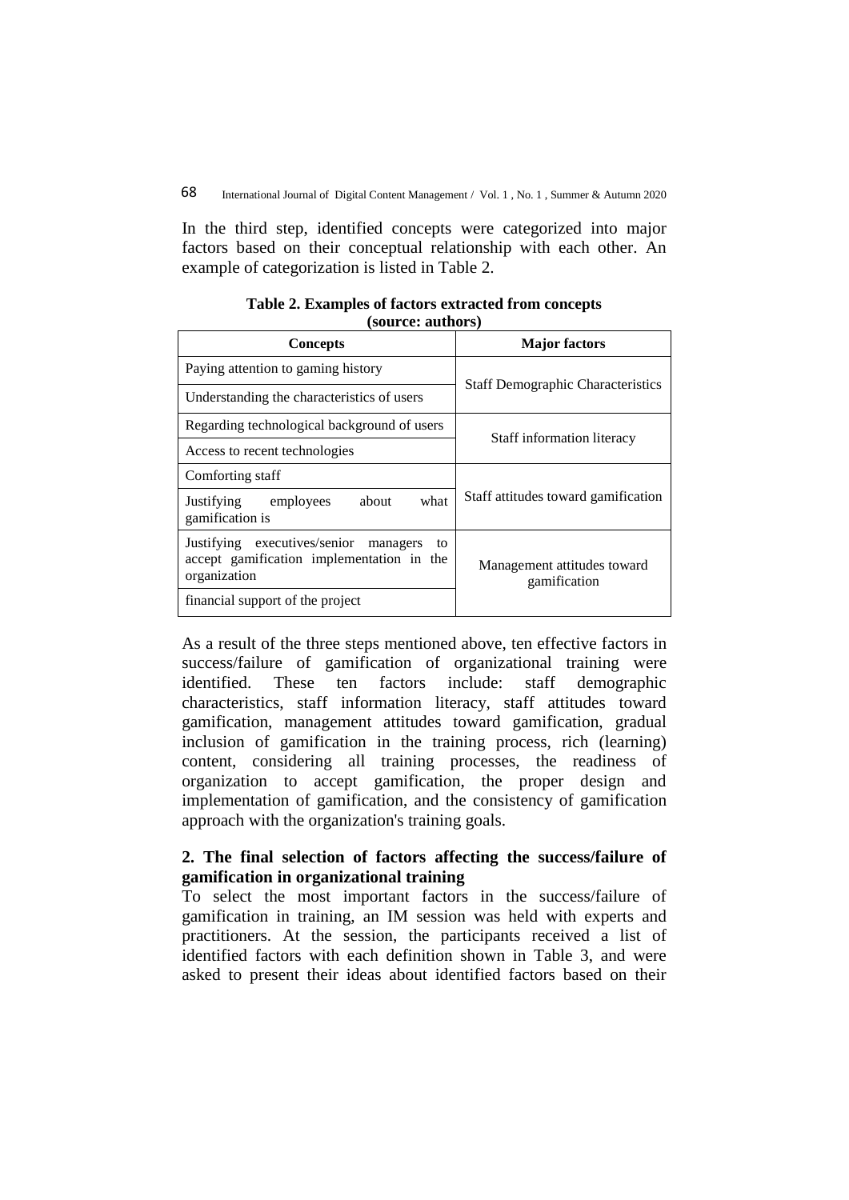In the third step, identified concepts were categorized into major factors based on their conceptual relationship with each other. An example of categorization is listed in Table 2.

**Table 2. Examples of factors extracted from concepts (source: authors)**

| Concepts | Major factors |
|---|---|
| Paying attention to gaming history | Staff Demographic Characteristics |
| Understanding the characteristics of users | |
| Regarding technological background of users | Staff information literacy |
| Access to recent technologies | |
| Comforting staff | Staff attitudes toward gamification |
| Justifying employees about what gamification is | |
| Justifying executives/senior managers to accept gamification implementation in the organization | Management attitudes toward gamification |
| financial support of the project | |

As a result of the three steps mentioned above, ten effective factors in success/failure of gamification of organizational training were identified. These ten factors include: staff demographic characteristics, staff information literacy, staff attitudes toward gamification, management attitudes toward gamification, gradual inclusion of gamification in the training process, rich (learning) content, considering all training processes, the readiness of organization to accept gamification, the proper design and implementation of gamification, and the consistency of gamification approach with the organization's training goals.

### 2. The final selection of factors affecting the success/failure of gamification in organizational training

To select the most important factors in the success/failure of gamification in training, an IM session was held with experts and practitioners. At the session, the participants received a list of identified factors with each definition shown in Table 3, and were asked to present their ideas about identified factors based on their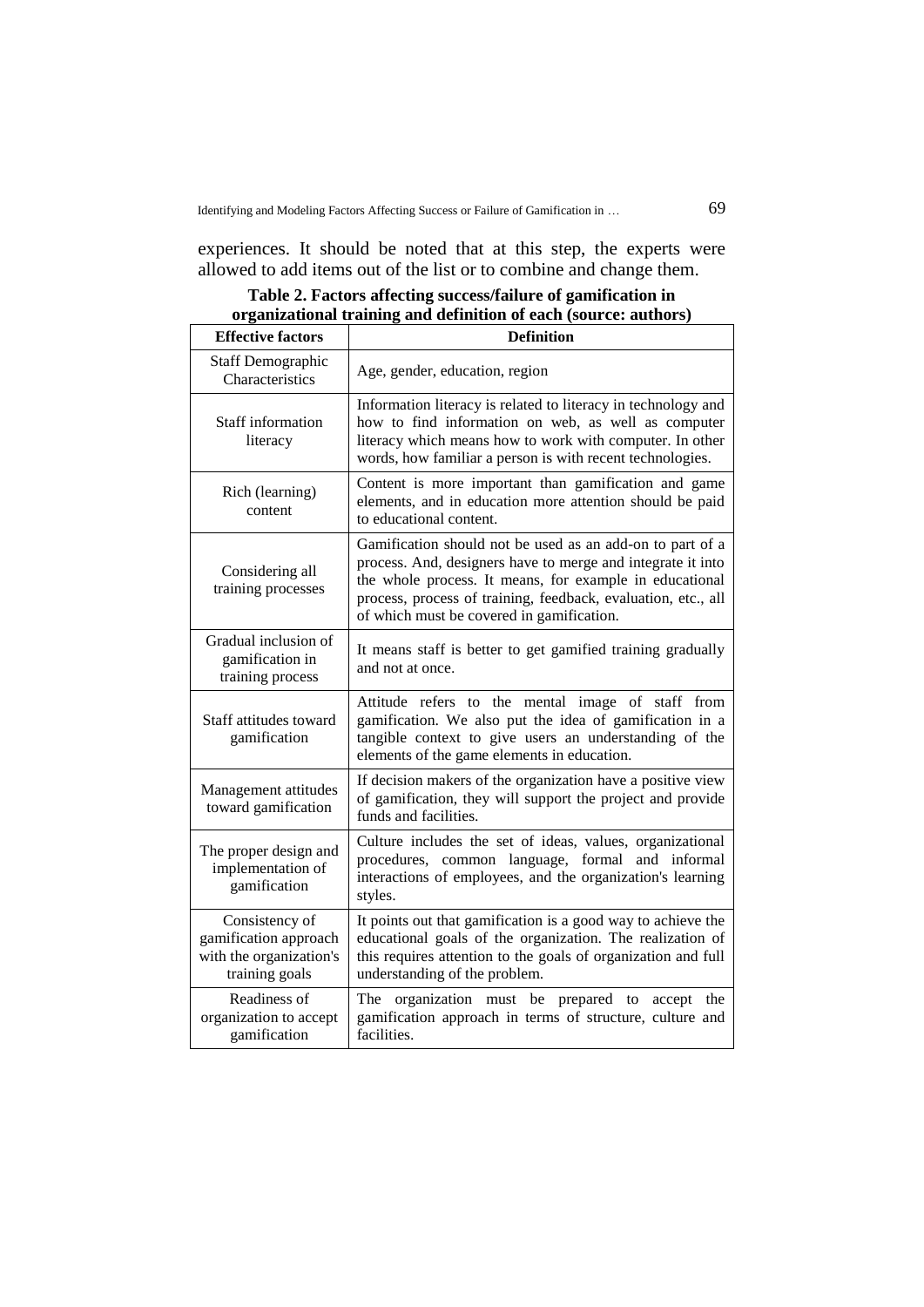experiences. It should be noted that at this step, the experts were allowed to add items out of the list or to combine and change them.

**Table 2. Factors affecting success/failure of gamification in organizational training and definition of each (source: authors)**

| Effective factors | Definition |
| --- | --- |
| Staff Demographic Characteristics | Age, gender, education, region |
| Staff information literacy | Information literacy is related to literacy in technology and how to find information on web, as well as computer literacy which means how to work with computer. In other words, how familiar a person is with recent technologies. |
| Rich (learning) content | Content is more important than gamification and game elements, and in education more attention should be paid to educational content. |
| Considering all training processes | Gamification should not be used as an add-on to part of a process. And, designers have to merge and integrate it into the whole process. It means, for example in educational process, process of training, feedback, evaluation, etc., all of which must be covered in gamification. |
| Gradual inclusion of gamification in training process | It means staff is better to get gamified training gradually and not at once. |
| Staff attitudes toward gamification | Attitude refers to the mental image of staff from gamification. We also put the idea of gamification in a tangible context to give users an understanding of the elements of the game elements in education. |
| Management attitudes toward gamification | If decision makers of the organization have a positive view of gamification, they will support the project and provide funds and facilities. |
| The proper design and implementation of gamification | Culture includes the set of ideas, values, organizational procedures, common language, formal and informal interactions of employees, and the organization's learning styles. |
| Consistency of gamification approach with the organization's training goals | It points out that gamification is a good way to achieve the educational goals of the organization. The realization of this requires attention to the goals of organization and full understanding of the problem. |
| Readiness of organization to accept gamification | The organization must be prepared to accept the gamification approach in terms of structure, culture and facilities. |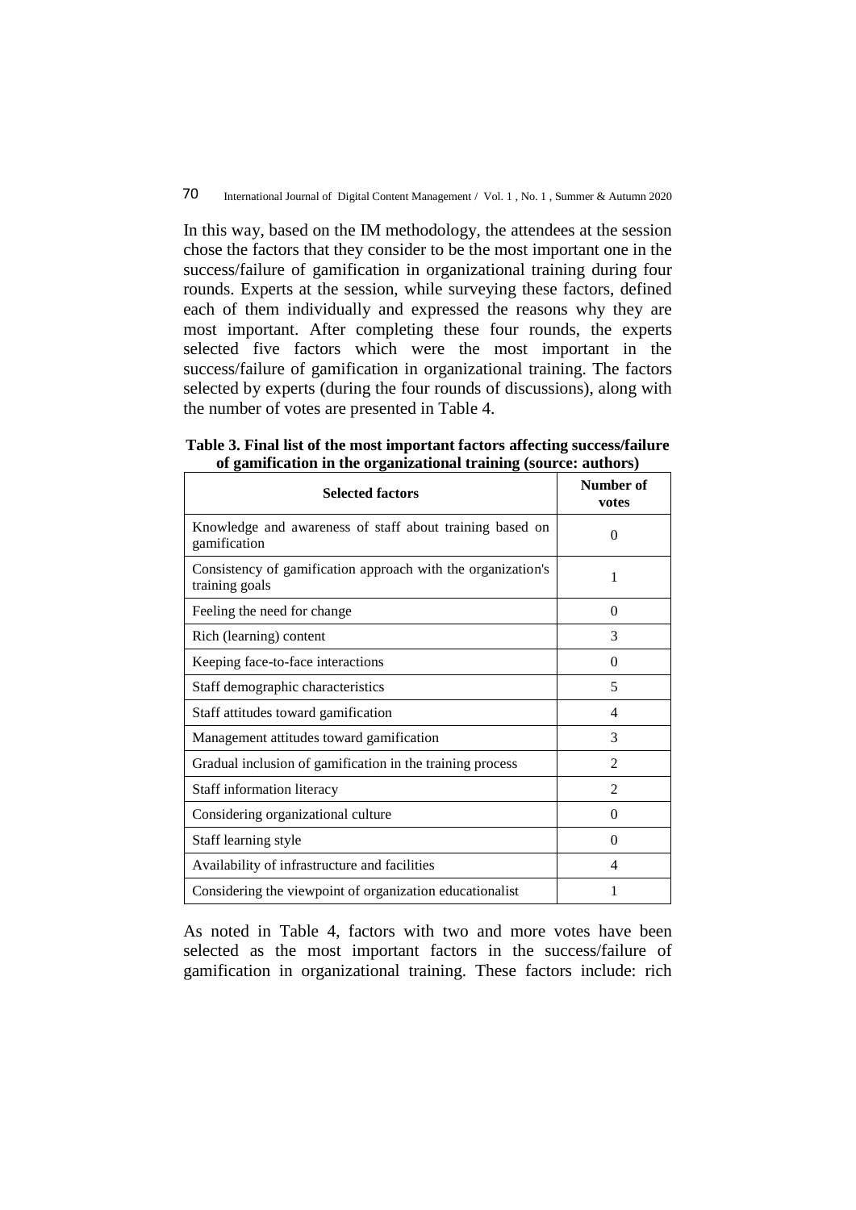In this way, based on the IM methodology, the attendees at the session chose the factors that they consider to be the most important one in the success/failure of gamification in organizational training during four rounds. Experts at the session, while surveying these factors, defined each of them individually and expressed the reasons why they are most important. After completing these four rounds, the experts selected five factors which were the most important in the success/failure of gamification in organizational training. The factors selected by experts (during the four rounds of discussions), along with the number of votes are presented in Table 4.

**Table 3. Final list of the most important factors affecting success/failure of gamification in the organizational training (source: authors)**

| Selected factors | Number of votes |
|---|---|
| Knowledge and awareness of staff about training based on gamification | 0 |
| Consistency of gamification approach with the organization's training goals | 1 |
| Feeling the need for change | 0 |
| Rich (learning) content | 3 |
| Keeping face-to-face interactions | 0 |
| Staff demographic characteristics | 5 |
| Staff attitudes toward gamification | 4 |
| Management attitudes toward gamification | 3 |
| Gradual inclusion of gamification in the training process | 2 |
| Staff information literacy | 2 |
| Considering organizational culture | 0 |
| Staff learning style | 0 |
| Availability of infrastructure and facilities | 4 |
| Considering the viewpoint of organization educationalist | 1 |

As noted in Table 4, factors with two and more votes have been selected as the most important factors in the success/failure of gamification in organizational training. These factors include: rich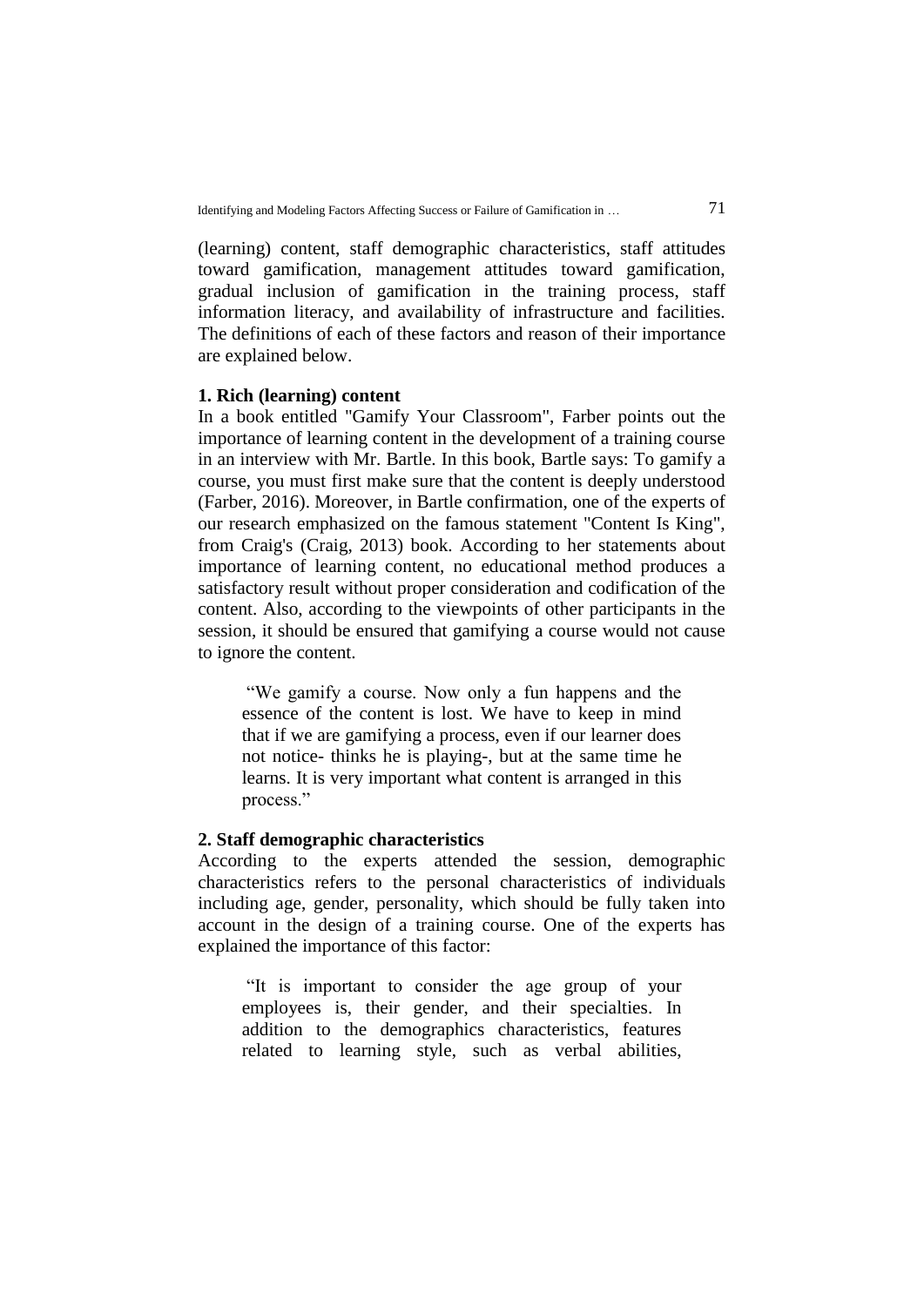(learning) content, staff demographic characteristics, staff attitudes toward gamification, management attitudes toward gamification, gradual inclusion of gamification in the training process, staff information literacy, and availability of infrastructure and facilities. The definitions of each of these factors and reason of their importance are explained below.

**1. Rich (learning) content**

In a book entitled "Gamify Your Classroom", Farber points out the importance of learning content in the development of a training course in an interview with Mr. Bartle. In this book, Bartle says: To gamify a course, you must first make sure that the content is deeply understood (Farber, 2016). Moreover, in Bartle confirmation, one of the experts of our research emphasized on the famous statement "Content Is King", from Craig's (Craig, 2013) book. According to her statements about importance of learning content, no educational method produces a satisfactory result without proper consideration and codification of the content. Also, according to the viewpoints of other participants in the session, it should be ensured that gamifying a course would not cause to ignore the content.

> "We gamify a course. Now only a fun happens and the essence of the content is lost. We have to keep in mind that if we are gamifying a process, even if our learner does not notice- thinks he is playing-, but at the same time he learns. It is very important what content is arranged in this process."

**2. Staff demographic characteristics**

According to the experts attended the session, demographic characteristics refers to the personal characteristics of individuals including age, gender, personality, which should be fully taken into account in the design of a training course. One of the experts has explained the importance of this factor:

> "It is important to consider the age group of your employees is, their gender, and their specialties. In addition to the demographics characteristics, features related to learning style, such as verbal abilities,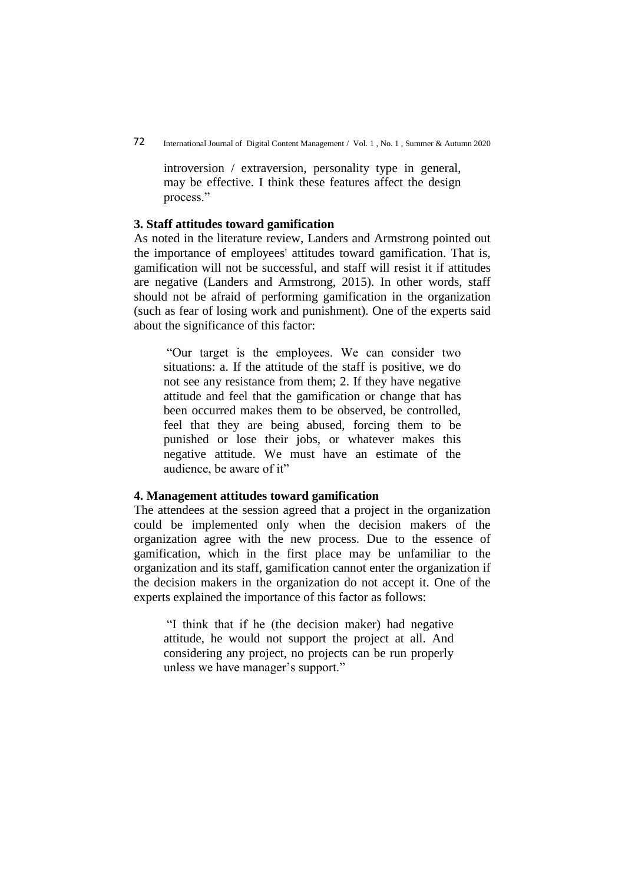> introversion / extraversion, personality type in general, may be effective. I think these features affect the design process."

**3. Staff attitudes toward gamification**

As noted in the literature review, Landers and Armstrong pointed out the importance of employees' attitudes toward gamification. That is, gamification will not be successful, and staff will resist it if attitudes are negative (Landers and Armstrong, 2015). In other words, staff should not be afraid of performing gamification in the organization (such as fear of losing work and punishment). One of the experts said about the significance of this factor:

> "Our target is the employees. We can consider two situations: a. If the attitude of the staff is positive, we do not see any resistance from them; 2. If they have negative attitude and feel that the gamification or change that has been occurred makes them to be observed, be controlled, feel that they are being abused, forcing them to be punished or lose their jobs, or whatever makes this negative attitude. We must have an estimate of the audience, be aware of it"

**4. Management attitudes toward gamification**

The attendees at the session agreed that a project in the organization could be implemented only when the decision makers of the organization agree with the new process. Due to the essence of gamification, which in the first place may be unfamiliar to the organization and its staff, gamification cannot enter the organization if the decision makers in the organization do not accept it. One of the experts explained the importance of this factor as follows:

> "I think that if he (the decision maker) had negative attitude, he would not support the project at all. And considering any project, no projects can be run properly unless we have manager's support."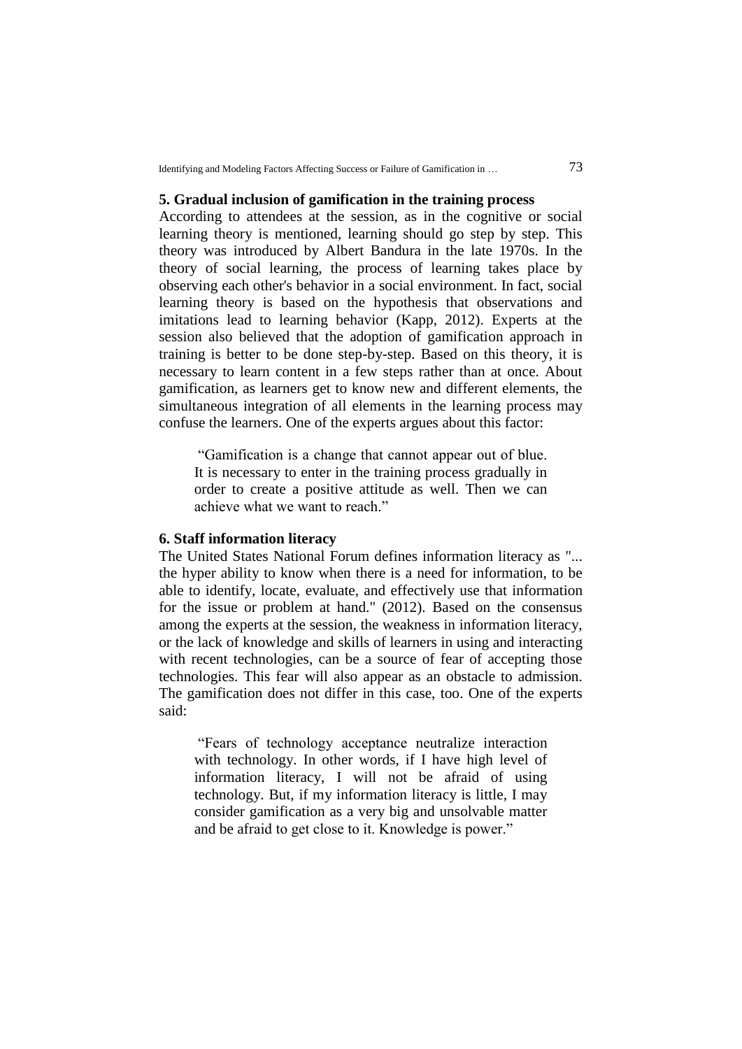**5. Gradual inclusion of gamification in the training process**

According to attendees at the session, as in the cognitive or social learning theory is mentioned, learning should go step by step. This theory was introduced by Albert Bandura in the late 1970s. In the theory of social learning, the process of learning takes place by observing each other's behavior in a social environment. In fact, social learning theory is based on the hypothesis that observations and imitations lead to learning behavior (Kapp, 2012). Experts at the session also believed that the adoption of gamification approach in training is better to be done step-by-step. Based on this theory, it is necessary to learn content in a few steps rather than at once. About gamification, as learners get to know new and different elements, the simultaneous integration of all elements in the learning process may confuse the learners. One of the experts argues about this factor:

> "Gamification is a change that cannot appear out of blue. It is necessary to enter in the training process gradually in order to create a positive attitude as well. Then we can achieve what we want to reach."

**6. Staff information literacy**

The United States National Forum defines information literacy as "... the hyper ability to know when there is a need for information, to be able to identify, locate, evaluate, and effectively use that information for the issue or problem at hand." (2012). Based on the consensus among the experts at the session, the weakness in information literacy, or the lack of knowledge and skills of learners in using and interacting with recent technologies, can be a source of fear of accepting those technologies. This fear will also appear as an obstacle to admission. The gamification does not differ in this case, too. One of the experts said:

> "Fears of technology acceptance neutralize interaction with technology. In other words, if I have high level of information literacy, I will not be afraid of using technology. But, if my information literacy is little, I may consider gamification as a very big and unsolvable matter and be afraid to get close to it. Knowledge is power."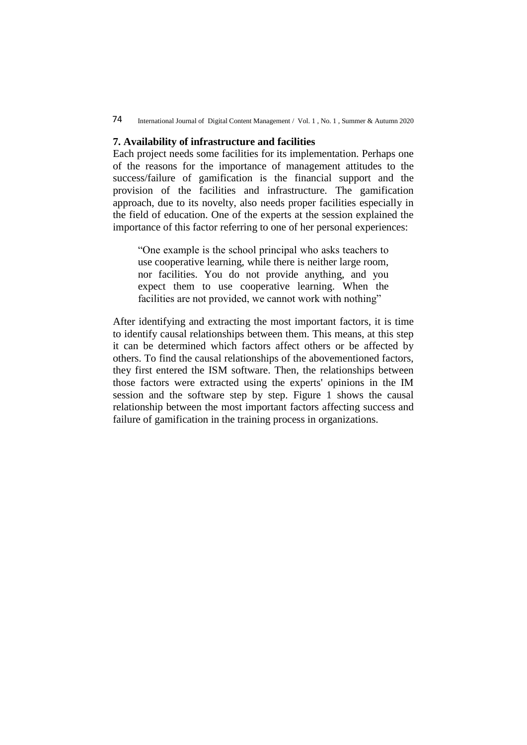**7. Availability of infrastructure and facilities**

Each project needs some facilities for its implementation. Perhaps one of the reasons for the importance of management attitudes to the success/failure of gamification is the financial support and the provision of the facilities and infrastructure. The gamification approach, due to its novelty, also needs proper facilities especially in the field of education. One of the experts at the session explained the importance of this factor referring to one of her personal experiences:

> "One example is the school principal who asks teachers to use cooperative learning, while there is neither large room, nor facilities. You do not provide anything, and you expect them to use cooperative learning. When the facilities are not provided, we cannot work with nothing"

After identifying and extracting the most important factors, it is time to identify causal relationships between them. This means, at this step it can be determined which factors affect others or be affected by others. To find the causal relationships of the abovementioned factors, they first entered the ISM software. Then, the relationships between those factors were extracted using the experts' opinions in the IM session and the software step by step. Figure 1 shows the causal relationship between the most important factors affecting success and failure of gamification in the training process in organizations.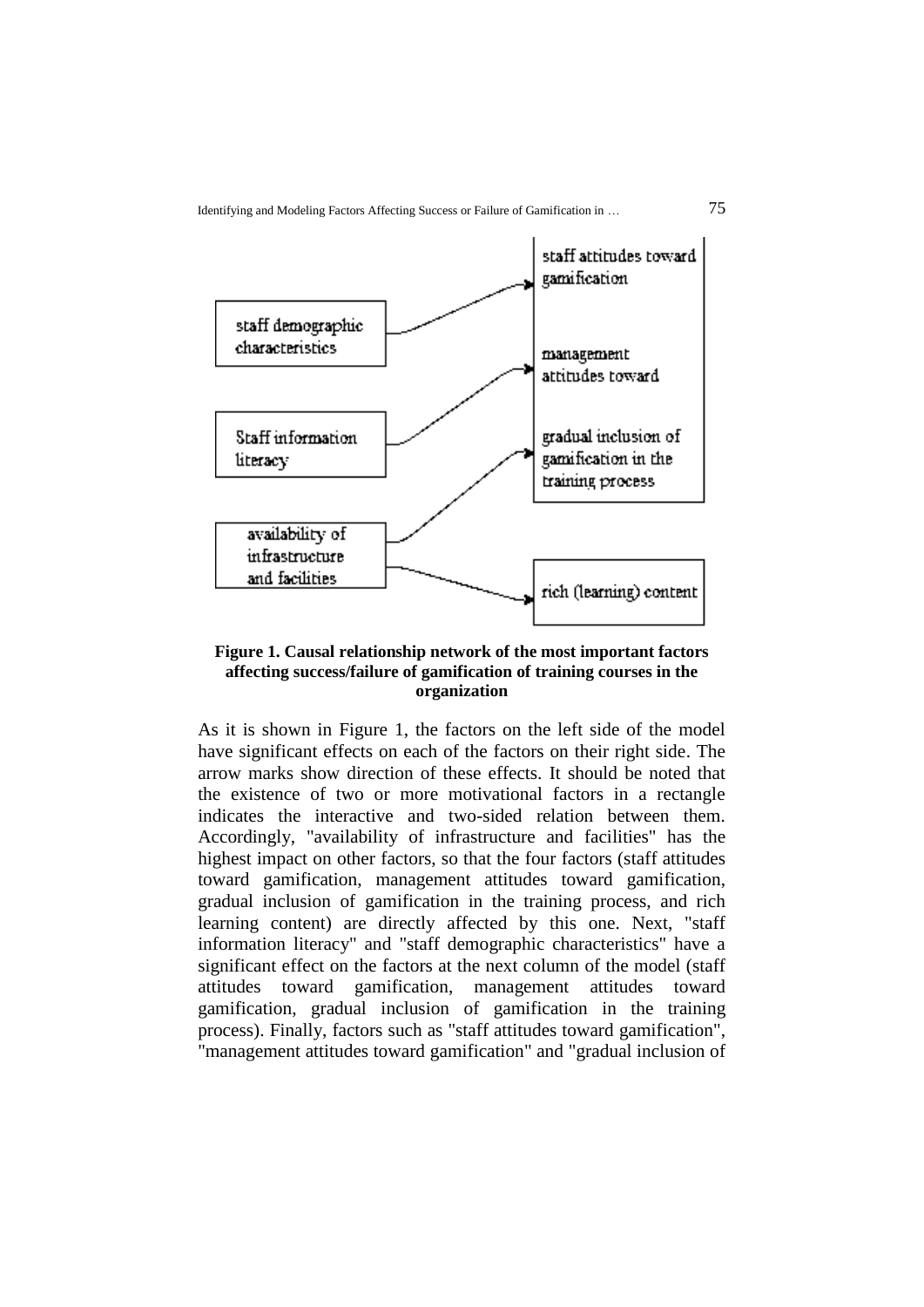| staff demographic characteristics | → | staff attitudes toward gamification |
| --- | --- | --- |
| Staff information literacy | → | management attitudes toward |
| availability of infrastructure and facilities | → | gradual inclusion of gamification in the training process |
| availability of infrastructure and facilities | → | rich (learning) content |

**Figure 1. Causal relationship network of the most important factors affecting success/failure of gamification of training courses in the organization**

As it is shown in Figure 1, the factors on the left side of the model have significant effects on each of the factors on their right side. The arrow marks show direction of these effects. It should be noted that the existence of two or more motivational factors in a rectangle indicates the interactive and two-sided relation between them. Accordingly, "availability of infrastructure and facilities" has the highest impact on other factors, so that the four factors (staff attitudes toward gamification, management attitudes toward gamification, gradual inclusion of gamification in the training process, and rich learning content) are directly affected by this one. Next, "staff information literacy" and "staff demographic characteristics" have a significant effect on the factors at the next column of the model (staff attitudes toward gamification, management attitudes toward gamification, gradual inclusion of gamification in the training process). Finally, factors such as "staff attitudes toward gamification", "management attitudes toward gamification" and "gradual inclusion of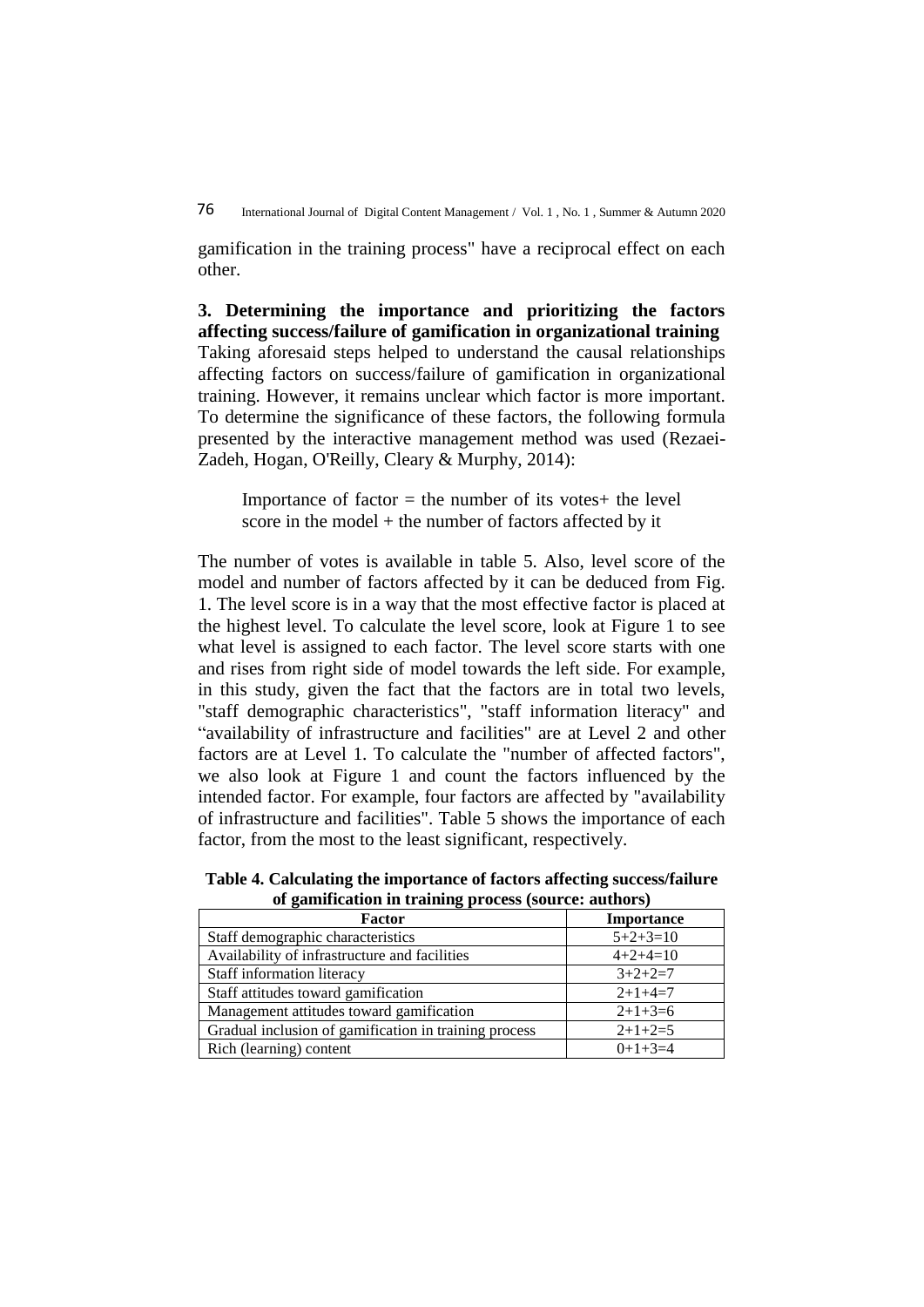gamification in the training process" have a reciprocal effect on each other.

**3. Determining the importance and prioritizing the factors affecting success/failure of gamification in organizational training**

Taking aforesaid steps helped to understand the causal relationships affecting factors on success/failure of gamification in organizational training. However, it remains unclear which factor is more important. To determine the significance of these factors, the following formula presented by the interactive management method was used (Rezaei-Zadeh, Hogan, O'Reilly, Cleary & Murphy, 2014):

> Importance of factor = the number of its votes+ the level score in the model + the number of factors affected by it

The number of votes is available in table 5. Also, level score of the model and number of factors affected by it can be deduced from Fig. 1. The level score is in a way that the most effective factor is placed at the highest level. To calculate the level score, look at Figure 1 to see what level is assigned to each factor. The level score starts with one and rises from right side of model towards the left side. For example, in this study, given the fact that the factors are in total two levels, "staff demographic characteristics", "staff information literacy" and "availability of infrastructure and facilities" are at Level 2 and other factors are at Level 1. To calculate the "number of affected factors", we also look at Figure 1 and count the factors influenced by the intended factor. For example, four factors are affected by "availability of infrastructure and facilities". Table 5 shows the importance of each factor, from the most to the least significant, respectively.

**Table 4. Calculating the importance of factors affecting success/failure of gamification in training process (source: authors)**

| Factor | Importance |
| --- | --- |
| Staff demographic characteristics | 5+2+3=10 |
| Availability of infrastructure and facilities | 4+2+4=10 |
| Staff information literacy | 3+2+2=7 |
| Staff attitudes toward gamification | 2+1+4=7 |
| Management attitudes toward gamification | 2+1+3=6 |
| Gradual inclusion of gamification in training process | 2+1+2=5 |
| Rich (learning) content | 0+1+3=4 |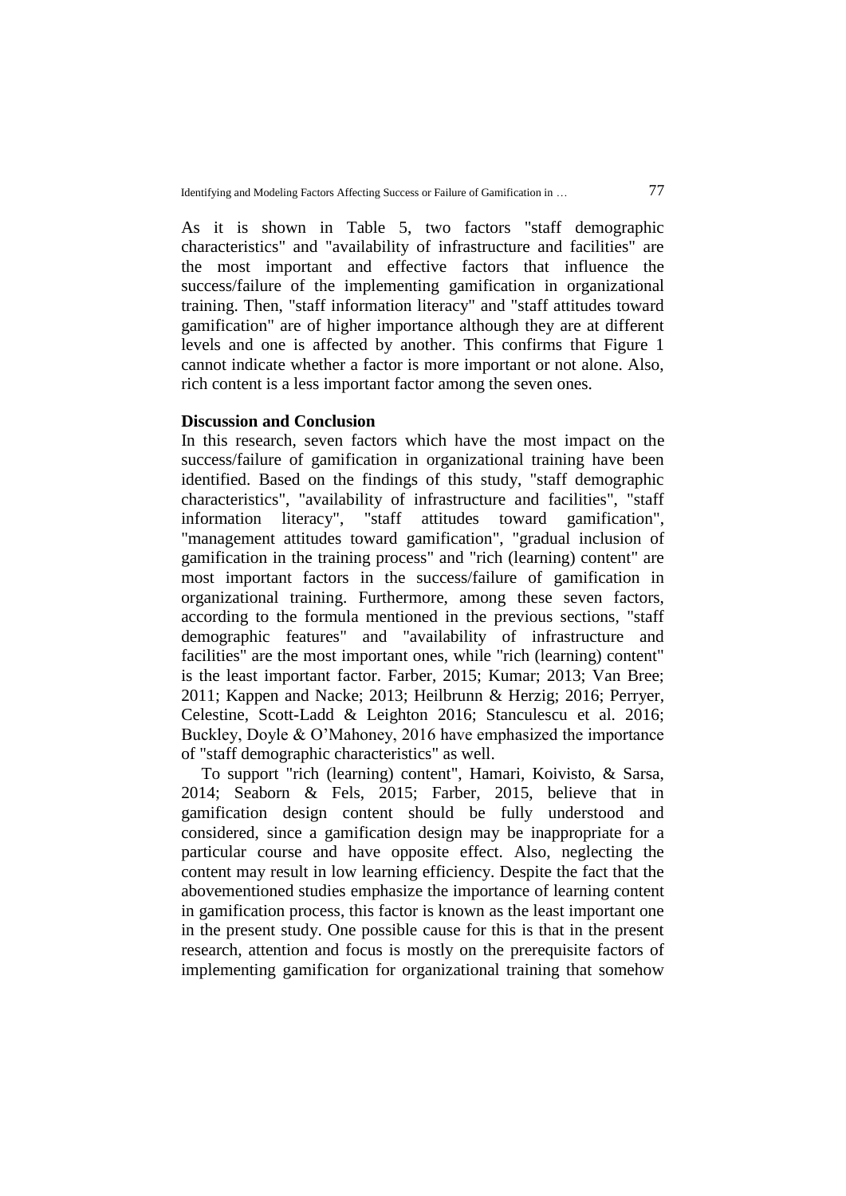As it is shown in Table 5, two factors "staff demographic characteristics" and "availability of infrastructure and facilities" are the most important and effective factors that influence the success/failure of the implementing gamification in organizational training. Then, "staff information literacy" and "staff attitudes toward gamification" are of higher importance although they are at different levels and one is affected by another. This confirms that Figure 1 cannot indicate whether a factor is more important or not alone. Also, rich content is a less important factor among the seven ones.

**Discussion and Conclusion**

In this research, seven factors which have the most impact on the success/failure of gamification in organizational training have been identified. Based on the findings of this study, "staff demographic characteristics", "availability of infrastructure and facilities", "staff information literacy", "staff attitudes toward gamification", "management attitudes toward gamification", "gradual inclusion of gamification in the training process" and "rich (learning) content" are most important factors in the success/failure of gamification in organizational training. Furthermore, among these seven factors, according to the formula mentioned in the previous sections, "staff demographic features" and "availability of infrastructure and facilities" are the most important ones, while "rich (learning) content" is the least important factor. Farber, 2015; Kumar; 2013; Van Bree; 2011; Kappen and Nacke; 2013; Heilbrunn & Herzig; 2016; Perryer, Celestine, Scott-Ladd & Leighton 2016; Stanculescu et al. 2016; Buckley, Doyle & O'Mahoney, 2016 have emphasized the importance of "staff demographic characteristics" as well.

To support "rich (learning) content", Hamari, Koivisto, & Sarsa, 2014; Seaborn & Fels, 2015; Farber, 2015, believe that in gamification design content should be fully understood and considered, since a gamification design may be inappropriate for a particular course and have opposite effect. Also, neglecting the content may result in low learning efficiency. Despite the fact that the abovementioned studies emphasize the importance of learning content in gamification process, this factor is known as the least important one in the present study. One possible cause for this is that in the present research, attention and focus is mostly on the prerequisite factors of implementing gamification for organizational training that somehow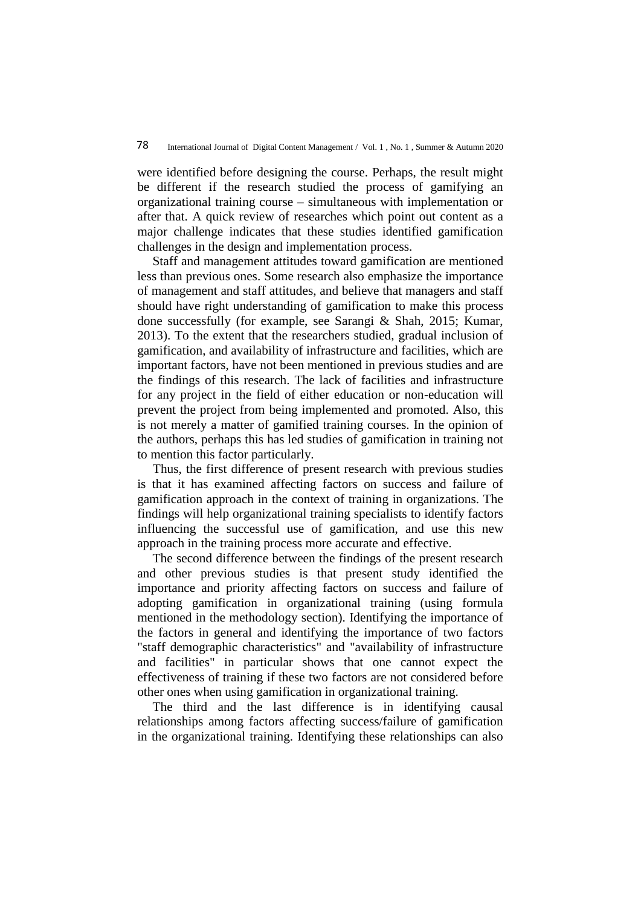were identified before designing the course. Perhaps, the result might be different if the research studied the process of gamifying an organizational training course – simultaneous with implementation or after that. A quick review of researches which point out content as a major challenge indicates that these studies identified gamification challenges in the design and implementation process.

Staff and management attitudes toward gamification are mentioned less than previous ones. Some research also emphasize the importance of management and staff attitudes, and believe that managers and staff should have right understanding of gamification to make this process done successfully (for example, see Sarangi & Shah, 2015; Kumar, 2013). To the extent that the researchers studied, gradual inclusion of gamification, and availability of infrastructure and facilities, which are important factors, have not been mentioned in previous studies and are the findings of this research. The lack of facilities and infrastructure for any project in the field of either education or non-education will prevent the project from being implemented and promoted. Also, this is not merely a matter of gamified training courses. In the opinion of the authors, perhaps this has led studies of gamification in training not to mention this factor particularly.

Thus, the first difference of present research with previous studies is that it has examined affecting factors on success and failure of gamification approach in the context of training in organizations. The findings will help organizational training specialists to identify factors influencing the successful use of gamification, and use this new approach in the training process more accurate and effective.

The second difference between the findings of the present research and other previous studies is that present study identified the importance and priority affecting factors on success and failure of adopting gamification in organizational training (using formula mentioned in the methodology section). Identifying the importance of the factors in general and identifying the importance of two factors "staff demographic characteristics" and "availability of infrastructure and facilities" in particular shows that one cannot expect the effectiveness of training if these two factors are not considered before other ones when using gamification in organizational training.

The third and the last difference is in identifying causal relationships among factors affecting success/failure of gamification in the organizational training. Identifying these relationships can also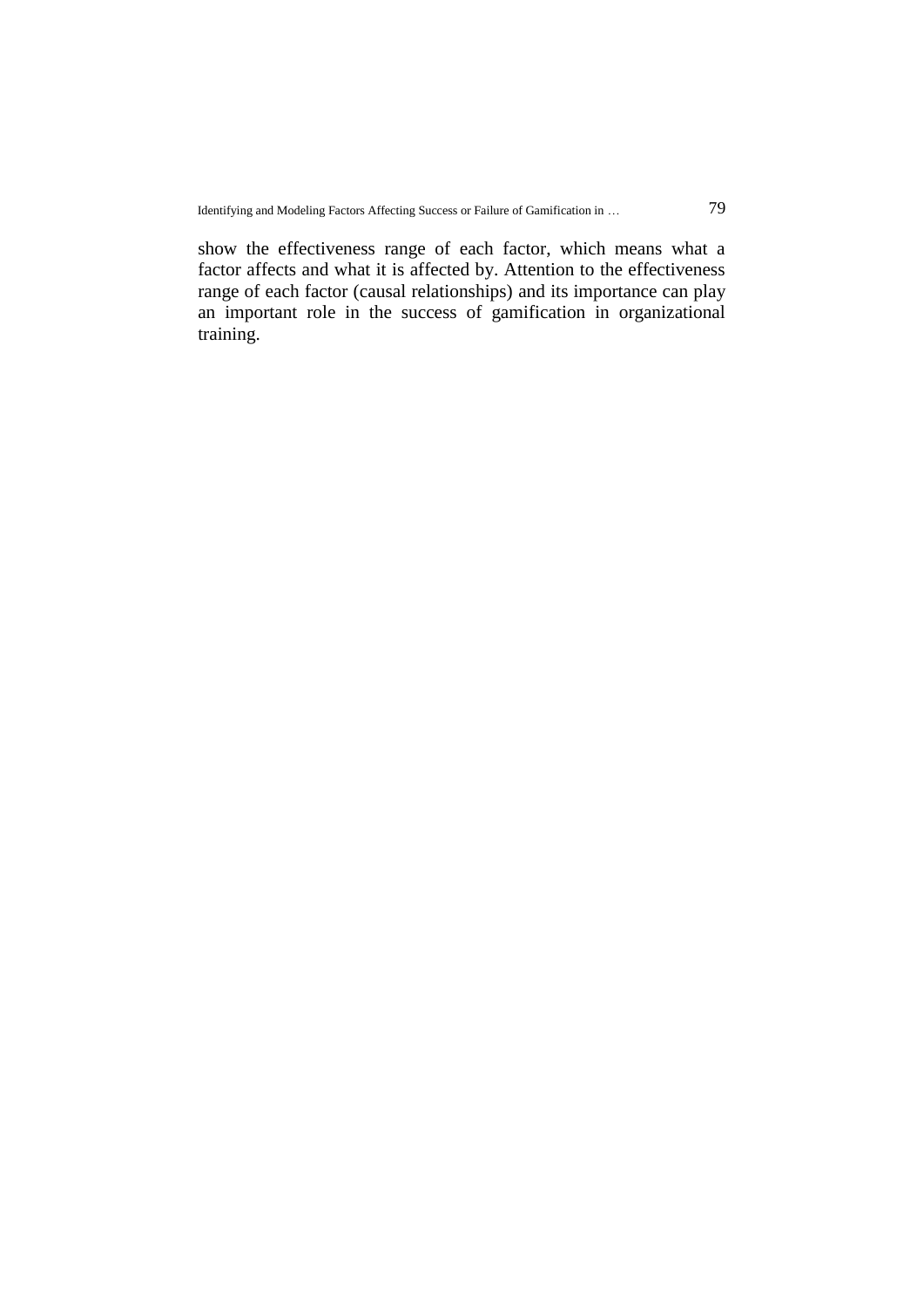show the effectiveness range of each factor, which means what a factor affects and what it is affected by. Attention to the effectiveness range of each factor (causal relationships) and its importance can play an important role in the success of gamification in organizational training.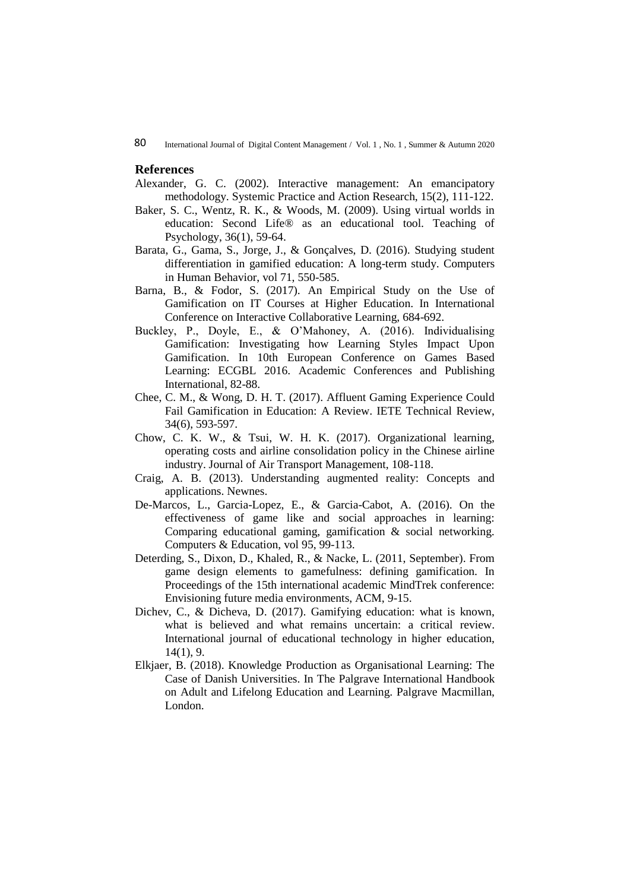## References

Alexander, G. C. (2002). Interactive management: An emancipatory methodology. Systemic Practice and Action Research, 15(2), 111-122.

Baker, S. C., Wentz, R. K., & Woods, M. (2009). Using virtual worlds in education: Second Life® as an educational tool. Teaching of Psychology, 36(1), 59-64.

Barata, G., Gama, S., Jorge, J., & Gonçalves, D. (2016). Studying student differentiation in gamified education: A long-term study. Computers in Human Behavior, vol 71, 550-585.

Barna, B., & Fodor, S. (2017). An Empirical Study on the Use of Gamification on IT Courses at Higher Education. In International Conference on Interactive Collaborative Learning, 684-692.

Buckley, P., Doyle, E., & O'Mahoney, A. (2016). Individualising Gamification: Investigating how Learning Styles Impact Upon Gamification. In 10th European Conference on Games Based Learning: ECGBL 2016. Academic Conferences and Publishing International, 82-88.

Chee, C. M., & Wong, D. H. T. (2017). Affluent Gaming Experience Could Fail Gamification in Education: A Review. IETE Technical Review, 34(6), 593-597.

Chow, C. K. W., & Tsui, W. H. K. (2017). Organizational learning, operating costs and airline consolidation policy in the Chinese airline industry. Journal of Air Transport Management, 108-118.

Craig, A. B. (2013). Understanding augmented reality: Concepts and applications. Newnes.

De-Marcos, L., Garcia-Lopez, E., & Garcia-Cabot, A. (2016). On the effectiveness of game like and social approaches in learning: Comparing educational gaming, gamification & social networking. Computers & Education, vol 95, 99-113.

Deterding, S., Dixon, D., Khaled, R., & Nacke, L. (2011, September). From game design elements to gamefulness: defining gamification. In Proceedings of the 15th international academic MindTrek conference: Envisioning future media environments, ACM, 9-15.

Dichev, C., & Dicheva, D. (2017). Gamifying education: what is known, what is believed and what remains uncertain: a critical review. International journal of educational technology in higher education, 14(1), 9.

Elkjaer, B. (2018). Knowledge Production as Organisational Learning: The Case of Danish Universities. In The Palgrave International Handbook on Adult and Lifelong Education and Learning. Palgrave Macmillan, London.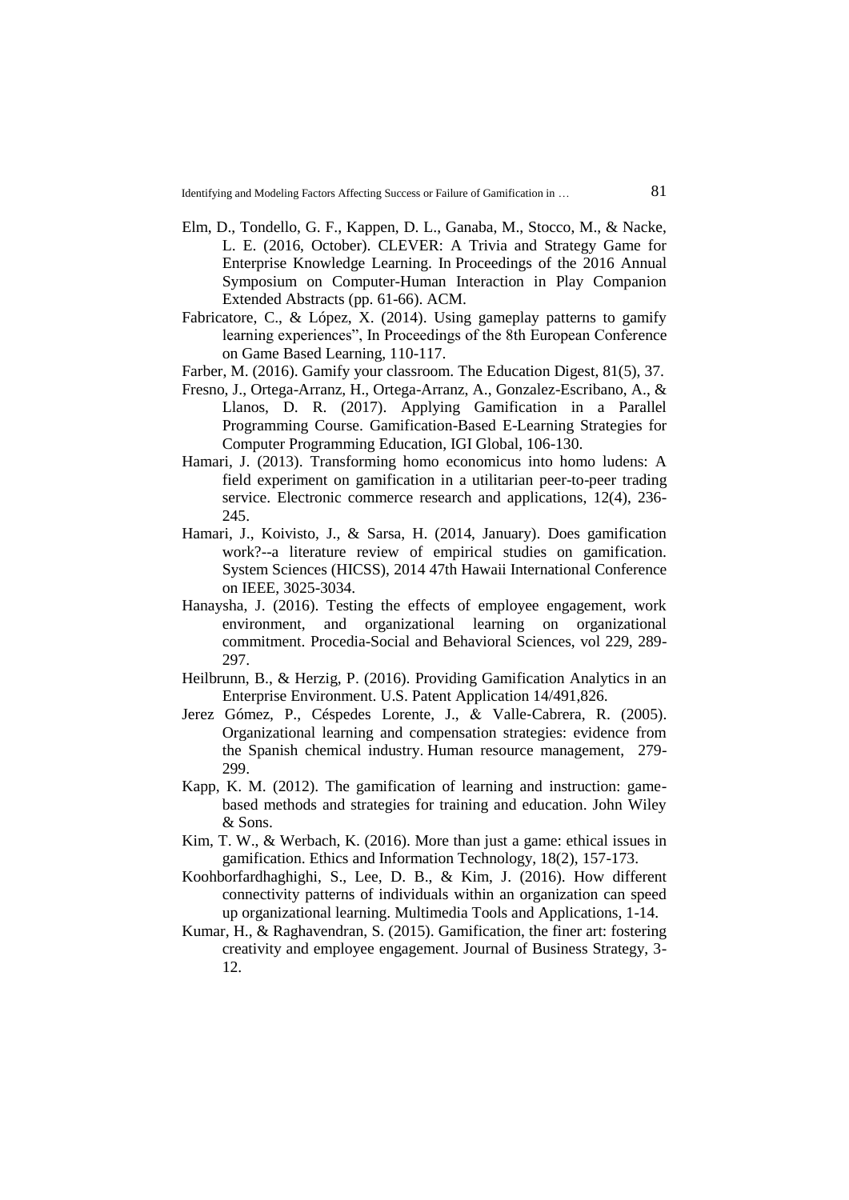Elm, D., Tondello, G. F., Kappen, D. L., Ganaba, M., Stocco, M., & Nacke, L. E. (2016, October). CLEVER: A Trivia and Strategy Game for Enterprise Knowledge Learning. In Proceedings of the 2016 Annual Symposium on Computer-Human Interaction in Play Companion Extended Abstracts (pp. 61-66). ACM.

Fabricatore, C., & López, X. (2014). Using gameplay patterns to gamify learning experiences", In Proceedings of the 8th European Conference on Game Based Learning, 110-117.

Farber, M. (2016). Gamify your classroom. The Education Digest, 81(5), 37.

Fresno, J., Ortega-Arranz, H., Ortega-Arranz, A., Gonzalez-Escribano, A., & Llanos, D. R. (2017). Applying Gamification in a Parallel Programming Course. Gamification-Based E-Learning Strategies for Computer Programming Education, IGI Global, 106-130.

Hamari, J. (2013). Transforming homo economicus into homo ludens: A field experiment on gamification in a utilitarian peer-to-peer trading service. Electronic commerce research and applications, 12(4), 236-245.

Hamari, J., Koivisto, J., & Sarsa, H. (2014, January). Does gamification work?--a literature review of empirical studies on gamification. System Sciences (HICSS), 2014 47th Hawaii International Conference on IEEE, 3025-3034.

Hanaysha, J. (2016). Testing the effects of employee engagement, work environment, and organizational learning on organizational commitment. Procedia-Social and Behavioral Sciences, vol 229, 289-297.

Heilbrunn, B., & Herzig, P. (2016). Providing Gamification Analytics in an Enterprise Environment. U.S. Patent Application 14/491,826.

Jerez Gómez, P., Céspedes Lorente, J., & Valle-Cabrera, R. (2005). Organizational learning and compensation strategies: evidence from the Spanish chemical industry. Human resource management, 279-299.

Kapp, K. M. (2012). The gamification of learning and instruction: game-based methods and strategies for training and education. John Wiley & Sons.

Kim, T. W., & Werbach, K. (2016). More than just a game: ethical issues in gamification. Ethics and Information Technology, 18(2), 157-173.

Koohborfardhaghighi, S., Lee, D. B., & Kim, J. (2016). How different connectivity patterns of individuals within an organization can speed up organizational learning. Multimedia Tools and Applications, 1-14.

Kumar, H., & Raghavendran, S. (2015). Gamification, the finer art: fostering creativity and employee engagement. Journal of Business Strategy, 3-12.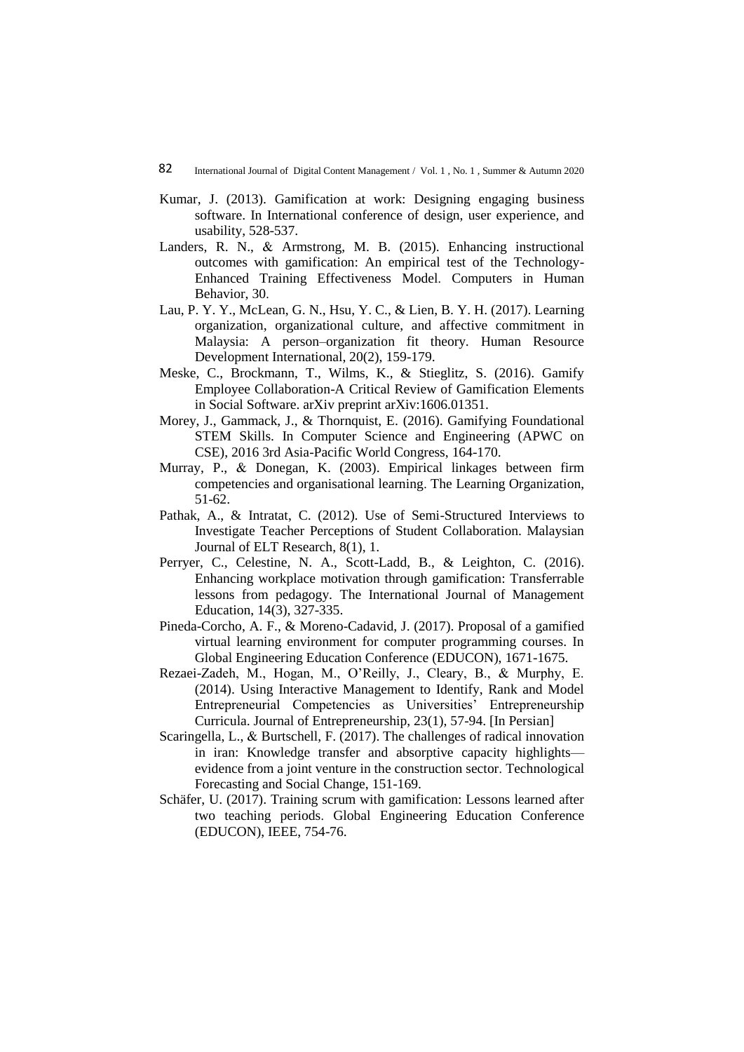Kumar, J. (2013). Gamification at work: Designing engaging business software. In International conference of design, user experience, and usability, 528-537.

Landers, R. N., & Armstrong, M. B. (2015). Enhancing instructional outcomes with gamification: An empirical test of the Technology-Enhanced Training Effectiveness Model. Computers in Human Behavior, 30.

Lau, P. Y. Y., McLean, G. N., Hsu, Y. C., & Lien, B. Y. H. (2017). Learning organization, organizational culture, and affective commitment in Malaysia: A person–organization fit theory. Human Resource Development International, 20(2), 159-179.

Meske, C., Brockmann, T., Wilms, K., & Stieglitz, S. (2016). Gamify Employee Collaboration-A Critical Review of Gamification Elements in Social Software. arXiv preprint arXiv:1606.01351.

Morey, J., Gammack, J., & Thornquist, E. (2016). Gamifying Foundational STEM Skills. In Computer Science and Engineering (APWC on CSE), 2016 3rd Asia-Pacific World Congress, 164-170.

Murray, P., & Donegan, K. (2003). Empirical linkages between firm competencies and organisational learning. The Learning Organization, 51-62.

Pathak, A., & Intratat, C. (2012). Use of Semi-Structured Interviews to Investigate Teacher Perceptions of Student Collaboration. Malaysian Journal of ELT Research, 8(1), 1.

Perryer, C., Celestine, N. A., Scott-Ladd, B., & Leighton, C. (2016). Enhancing workplace motivation through gamification: Transferrable lessons from pedagogy. The International Journal of Management Education, 14(3), 327-335.

Pineda-Corcho, A. F., & Moreno-Cadavid, J. (2017). Proposal of a gamified virtual learning environment for computer programming courses. In Global Engineering Education Conference (EDUCON), 1671-1675.

Rezaei-Zadeh, M., Hogan, M., O'Reilly, J., Cleary, B., & Murphy, E. (2014). Using Interactive Management to Identify, Rank and Model Entrepreneurial Competencies as Universities' Entrepreneurship Curricula. Journal of Entrepreneurship, 23(1), 57-94. [In Persian]

Scaringella, L., & Burtschell, F. (2017). The challenges of radical innovation in iran: Knowledge transfer and absorptive capacity highlights—evidence from a joint venture in the construction sector. Technological Forecasting and Social Change, 151-169.

Schäfer, U. (2017). Training scrum with gamification: Lessons learned after two teaching periods. Global Engineering Education Conference (EDUCON), IEEE, 754-76.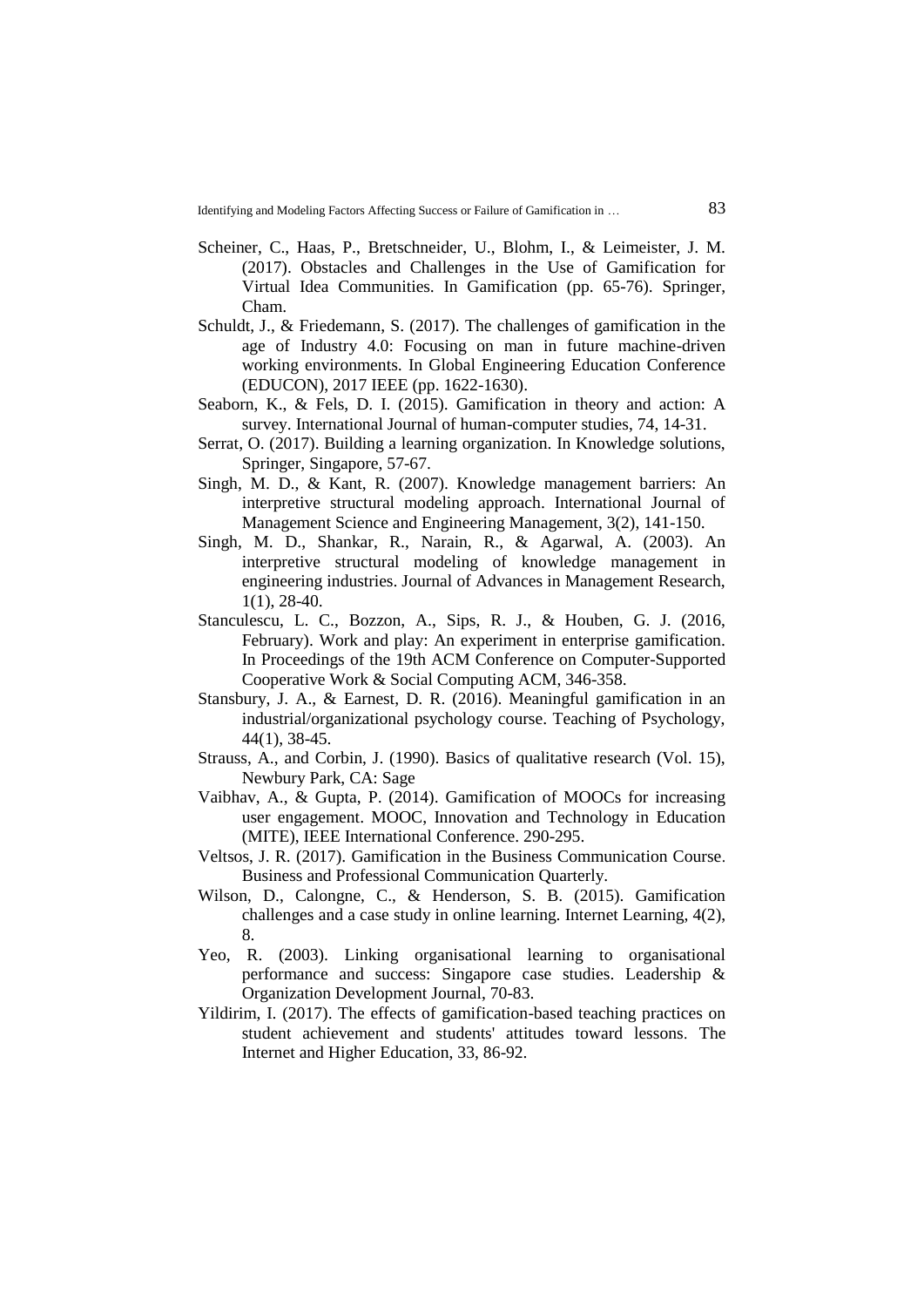Scheiner, C., Haas, P., Bretschneider, U., Blohm, I., & Leimeister, J. M. (2017). Obstacles and Challenges in the Use of Gamification for Virtual Idea Communities. In Gamification (pp. 65-76). Springer, Cham.

Schuldt, J., & Friedemann, S. (2017). The challenges of gamification in the age of Industry 4.0: Focusing on man in future machine-driven working environments. In Global Engineering Education Conference (EDUCON), 2017 IEEE (pp. 1622-1630).

Seaborn, K., & Fels, D. I. (2015). Gamification in theory and action: A survey. International Journal of human-computer studies, 74, 14-31.

Serrat, O. (2017). Building a learning organization. In Knowledge solutions, Springer, Singapore, 57-67.

Singh, M. D., & Kant, R. (2007). Knowledge management barriers: An interpretive structural modeling approach. International Journal of Management Science and Engineering Management, 3(2), 141-150.

Singh, M. D., Shankar, R., Narain, R., & Agarwal, A. (2003). An interpretive structural modeling of knowledge management in engineering industries. Journal of Advances in Management Research, 1(1), 28-40.

Stanculescu, L. C., Bozzon, A., Sips, R. J., & Houben, G. J. (2016, February). Work and play: An experiment in enterprise gamification. In Proceedings of the 19th ACM Conference on Computer-Supported Cooperative Work & Social Computing ACM, 346-358.

Stansbury, J. A., & Earnest, D. R. (2016). Meaningful gamification in an industrial/organizational psychology course. Teaching of Psychology, 44(1), 38-45.

Strauss, A., and Corbin, J. (1990). Basics of qualitative research (Vol. 15), Newbury Park, CA: Sage

Vaibhav, A., & Gupta, P. (2014). Gamification of MOOCs for increasing user engagement. MOOC, Innovation and Technology in Education (MITE), IEEE International Conference. 290-295.

Veltsos, J. R. (2017). Gamification in the Business Communication Course. Business and Professional Communication Quarterly.

Wilson, D., Calongne, C., & Henderson, S. B. (2015). Gamification challenges and a case study in online learning. Internet Learning, 4(2), 8.

Yeo, R. (2003). Linking organisational learning to organisational performance and success: Singapore case studies. Leadership & Organization Development Journal, 70-83.

Yildirim, I. (2017). The effects of gamification-based teaching practices on student achievement and students' attitudes toward lessons. The Internet and Higher Education, 33, 86-92.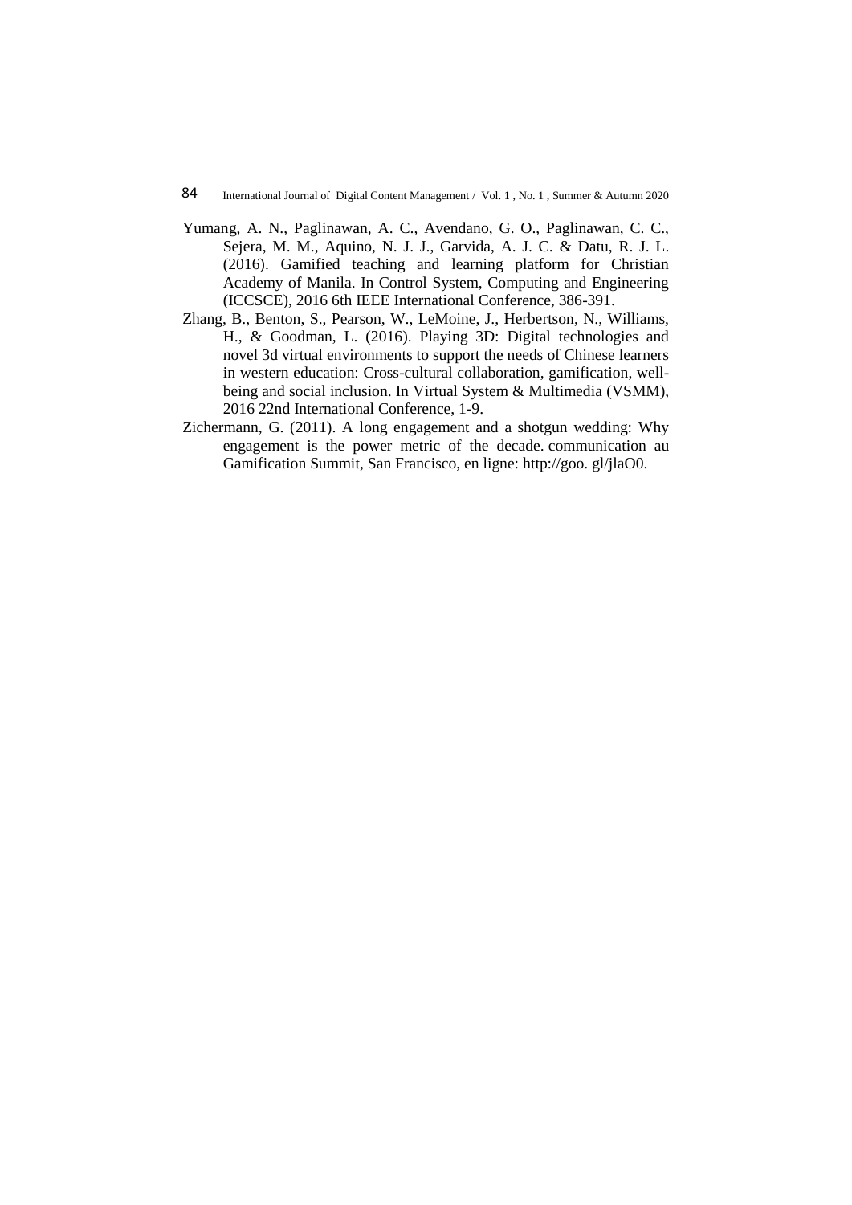Yumang, A. N., Paglinawan, A. C., Avendano, G. O., Paglinawan, C. C., Sejera, M. M., Aquino, N. J. J., Garvida, A. J. C. & Datu, R. J. L. (2016). Gamified teaching and learning platform for Christian Academy of Manila. In Control System, Computing and Engineering (ICCSCE), 2016 6th IEEE International Conference, 386-391.

Zhang, B., Benton, S., Pearson, W., LeMoine, J., Herbertson, N., Williams, H., & Goodman, L. (2016). Playing 3D: Digital technologies and novel 3d virtual environments to support the needs of Chinese learners in western education: Cross-cultural collaboration, gamification, well-being and social inclusion. In Virtual System & Multimedia (VSMM), 2016 22nd International Conference, 1-9.

Zichermann, G. (2011). A long engagement and a shotgun wedding: Why engagement is the power metric of the decade. communication au Gamification Summit, San Francisco, en ligne: http://goo. gl/jlaO0.